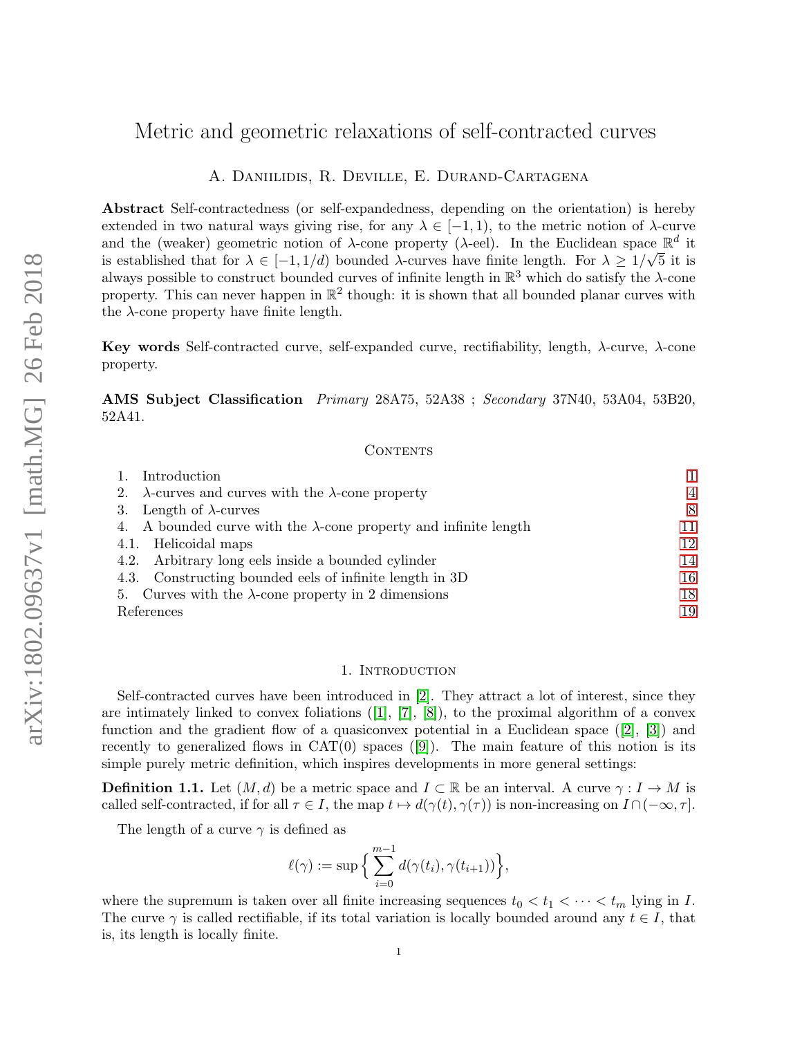# Metric and geometric relaxations of self-contracted curves

A. Daniilidis, R. Deville, E. Durand-Cartagena

**Abstract** Self-contractedness (or self-expandedness, depending on the orientation) is hereby extended in two natural ways giving rise, for any $\lambda \in [-1, 1)$, to the metric notion of $\lambda$-curve and the (weaker) geometric notion of $\lambda$-cone property ($\lambda$-eel). In the Euclidean space $\mathbb{R}^d$ it is established that for $\lambda \in [-1, 1/d)$ bounded $\lambda$-curves have finite length. For $\lambda \geq 1/\sqrt{5}$ it is always possible to construct bounded curves of infinite length in $\mathbb{R}^3$ which do satisfy the $\lambda$-cone property. This can never happen in $\mathbb{R}^2$ though: it is shown that all bounded planar curves with the $\lambda$-cone property have finite length.

**Key words** Self-contracted curve, self-expanded curve, rectifiability, length, $\lambda$-curve, $\lambda$-cone property.

**AMS Subject Classification** *Primary* 28A75, 52A38 ; *Secondary* 37N40, 53A04, 53B20, 52A41.

## Contents

1. Introduction — 1
2. $\lambda$-curves and curves with the $\lambda$-cone property — 4
3. Length of $\lambda$-curves — 8
4. A bounded curve with the $\lambda$-cone property and infinite length — 11
   - 4.1. Helicoidal maps — 12
   - 4.2. Arbitrary long eels inside a bounded cylinder — 14
   - 4.3. Constructing bounded eels of infinite length in 3D — 16
5. Curves with the $\lambda$-cone property in 2 dimensions — 18

References — 19

## 1. Introduction

Self-contracted curves have been introduced in [2]. They attract a lot of interest, since they are intimately linked to convex foliations ([1], [7], [8]), to the proximal algorithm of a convex function and the gradient flow of a quasiconvex potential in a Euclidean space ([2], [3]) and recently to generalized flows in CAT(0) spaces ([9]). The main feature of this notion is its simple purely metric definition, which inspires developments in more general settings:

**Definition 1.1.** Let $(M, d)$ be a metric space and $I \subset \mathbb{R}$ be an interval. A curve $\gamma : I \to M$ is called self-contracted, if for all $\tau \in I$, the map $t \mapsto d(\gamma(t), \gamma(\tau))$ is non-increasing on $I \cap (-\infty, \tau]$.

The length of a curve $\gamma$ is defined as

$$\ell(\gamma) := \sup \Big\{ \sum_{i=0}^{m-1} d(\gamma(t_i), \gamma(t_{i+1})) \Big\},$$

where the supremum is taken over all finite increasing sequences $t_0 < t_1 < \cdots < t_m$ lying in $I$. The curve $\gamma$ is called rectifiable, if its total variation is locally bounded around any $t \in I$, that is, its length is locally finite.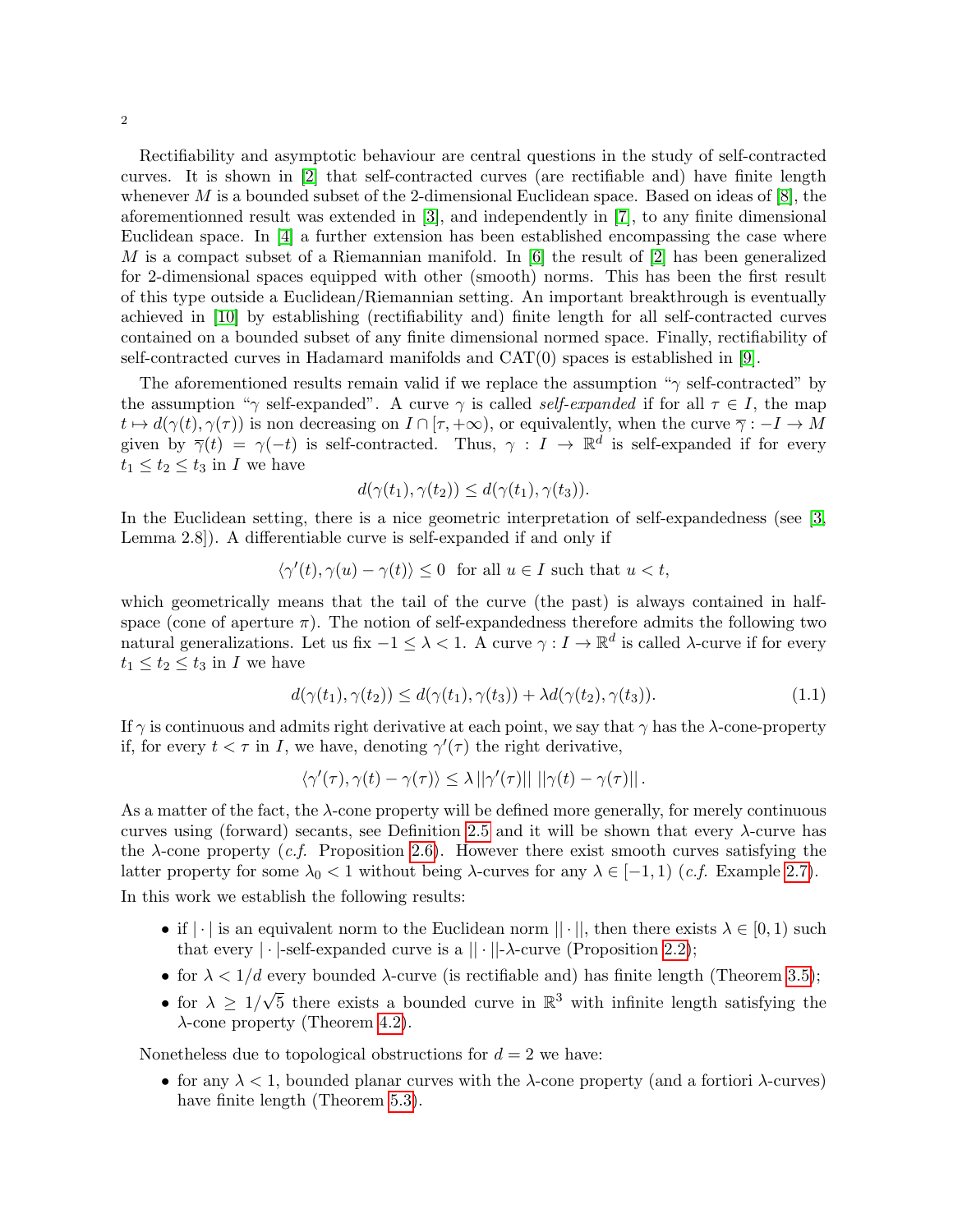Rectifiability and asymptotic behaviour are central questions in the study of self-contracted curves. It is shown in [2] that self-contracted curves (are rectifiable and) have finite length whenever $M$ is a bounded subset of the 2-dimensional Euclidean space. Based on ideas of [8], the aforementionned result was extended in [3], and independently in [7], to any finite dimensional Euclidean space. In [4] a further extension has been established encompassing the case where $M$ is a compact subset of a Riemannian manifold. In [6] the result of [2] has been generalized for 2-dimensional spaces equipped with other (smooth) norms. This has been the first result of this type outside a Euclidean/Riemannian setting. An important breakthrough is eventually achieved in [10] by establishing (rectifiability and) finite length for all self-contracted curves contained on a bounded subset of any finite dimensional normed space. Finally, rectifiability of self-contracted curves in Hadamard manifolds and CAT(0) spaces is established in [9].

The aforementioned results remain valid if we replace the assumption "$\gamma$ self-contracted" by the assumption "$\gamma$ self-expanded". A curve $\gamma$ is called *self-expanded* if for all $\tau \in I$, the map $t \mapsto d(\gamma(t), \gamma(\tau))$ is non decreasing on $I \cap [\tau, +\infty)$, or equivalently, when the curve $\overline{\gamma} : -I \to M$ given by $\overline{\gamma}(t) = \gamma(-t)$ is self-contracted. Thus, $\gamma : I \to \mathbb{R}^d$ is self-expanded if for every $t_1 \leq t_2 \leq t_3$ in $I$ we have

$$d(\gamma(t_1), \gamma(t_2)) \leq d(\gamma(t_1), \gamma(t_3)).$$

In the Euclidean setting, there is a nice geometric interpretation of self-expandedness (see [3, Lemma 2.8]). A differentiable curve is self-expanded if and only if

$$\langle \gamma'(t), \gamma(u) - \gamma(t) \rangle \leq 0 \quad \text{for all } u \in I \text{ such that } u < t,$$

which geometrically means that the tail of the curve (the past) is always contained in half-space (cone of aperture $\pi$). The notion of self-expandedness therefore admits the following two natural generalizations. Let us fix $-1 \leq \lambda < 1$. A curve $\gamma : I \to \mathbb{R}^d$ is called $\lambda$-curve if for every $t_1 \leq t_2 \leq t_3$ in $I$ we have

$$d(\gamma(t_1), \gamma(t_2)) \leq d(\gamma(t_1), \gamma(t_3)) + \lambda d(\gamma(t_2), \gamma(t_3)). \tag{1.1}$$

If $\gamma$ is continuous and admits right derivative at each point, we say that $\gamma$ has the $\lambda$-cone-property if, for every $t < \tau$ in $I$, we have, denoting $\gamma'(\tau)$ the right derivative,

$$\langle \gamma'(\tau), \gamma(t) - \gamma(\tau) \rangle \leq \lambda \, ||\gamma'(\tau)|| \, ||\gamma(t) - \gamma(\tau)|| \, .$$

As a matter of the fact, the $\lambda$-cone property will be defined more generally, for merely continuous curves using (forward) secants, see Definition 2.5 and it will be shown that every $\lambda$-curve has the $\lambda$-cone property (*c.f.* Proposition 2.6). However there exist smooth curves satisfying the latter property for some $\lambda_0 < 1$ without being $\lambda$-curves for any $\lambda \in [-1, 1)$ (*c.f.* Example 2.7).

In this work we establish the following results:

- if $|\cdot|$ is an equivalent norm to the Euclidean norm $||\cdot||$, then there exists $\lambda \in [0, 1)$ such that every $|\cdot|$-self-expanded curve is a $||\cdot||$-$\lambda$-curve (Proposition 2.2);
- for $\lambda < 1/d$ every bounded $\lambda$-curve (is rectifiable and) has finite length (Theorem 3.5);
- for $\lambda \geq 1/\sqrt{5}$ there exists a bounded curve in $\mathbb{R}^3$ with infinite length satisfying the $\lambda$-cone property (Theorem 4.2).

Nonetheless due to topological obstructions for $d = 2$ we have:

- for any $\lambda < 1$, bounded planar curves with the $\lambda$-cone property (and a fortiori $\lambda$-curves) have finite length (Theorem 5.3).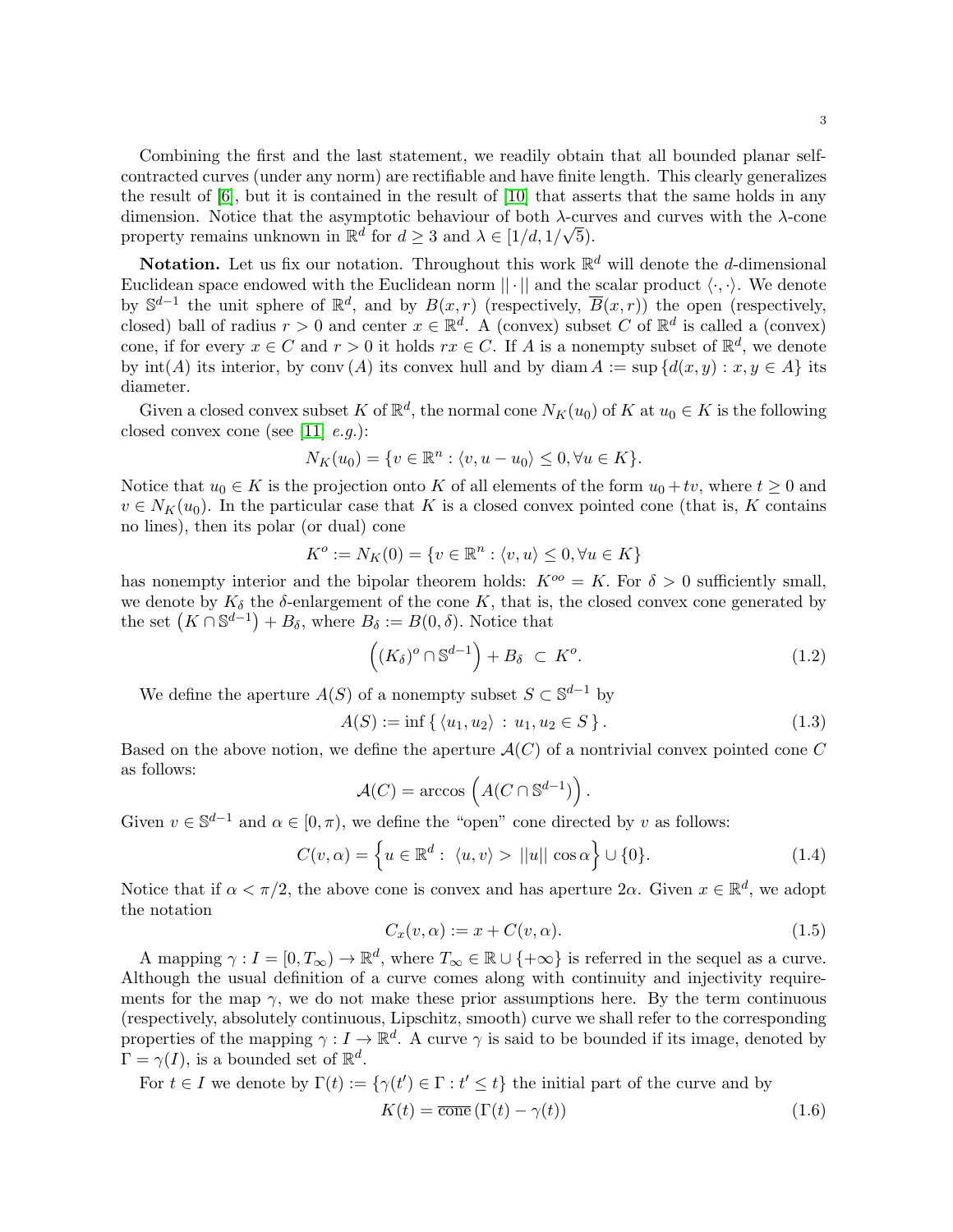Combining the first and the last statement, we readily obtain that all bounded planar self-contracted curves (under any norm) are rectifiable and have finite length. This clearly generalizes the result of [6], but it is contained in the result of [10] that asserts that the same holds in any dimension. Notice that the asymptotic behaviour of both $\lambda$-curves and curves with the $\lambda$-cone property remains unknown in $\mathbb{R}^d$ for $d \geq 3$ and $\lambda \in [1/d, 1/\sqrt{5})$.

**Notation.** Let us fix our notation. Throughout this work $\mathbb{R}^d$ will denote the $d$-dimensional Euclidean space endowed with the Euclidean norm $||\cdot||$ and the scalar product $\langle \cdot, \cdot \rangle$. We denote by $\mathbb{S}^{d-1}$ the unit sphere of $\mathbb{R}^d$, and by $B(x,r)$ (respectively, $\overline{B}(x,r)$) the open (respectively, closed) ball of radius $r > 0$ and center $x \in \mathbb{R}^d$. A (convex) subset $C$ of $\mathbb{R}^d$ is called a (convex) cone, if for every $x \in C$ and $r > 0$ it holds $rx \in C$. If $A$ is a nonempty subset of $\mathbb{R}^d$, we denote by $\mathrm{int}(A)$ its interior, by $\mathrm{conv}\,(A)$ its convex hull and by $\mathrm{diam}\, A := \sup\{d(x,y) : x, y \in A\}$ its diameter.

Given a closed convex subset $K$ of $\mathbb{R}^d$, the normal cone $N_K(u_0)$ of $K$ at $u_0 \in K$ is the following closed convex cone (see [11] *e.g.*):

$$N_K(u_0) = \{v \in \mathbb{R}^n : \langle v, u - u_0 \rangle \leq 0, \forall u \in K\}.$$

Notice that $u_0 \in K$ is the projection onto $K$ of all elements of the form $u_0 + tv$, where $t \geq 0$ and $v \in N_K(u_0)$. In the particular case that $K$ is a closed convex pointed cone (that is, $K$ contains no lines), then its polar (or dual) cone

$$K^o := N_K(0) = \{v \in \mathbb{R}^n : \langle v, u \rangle \leq 0, \forall u \in K\}$$

has nonempty interior and the bipolar theorem holds: $K^{oo} = K$. For $\delta > 0$ sufficiently small, we denote by $K_\delta$ the $\delta$-enlargement of the cone $K$, that is, the closed convex cone generated by the set $\left(K \cap \mathbb{S}^{d-1}\right) + B_\delta$, where $B_\delta := B(0,\delta)$. Notice that

$$\left( (K_\delta)^o \cap \mathbb{S}^{d-1} \right) + B_\delta \ \subset\ K^o. \tag{1.2}$$

We define the aperture $A(S)$ of a nonempty subset $S \subset \mathbb{S}^{d-1}$ by

$$A(S) := \inf\{\, \langle u_1, u_2 \rangle \,:\, u_1, u_2 \in S \,\}. \tag{1.3}$$

Based on the above notion, we define the aperture $\mathcal{A}(C)$ of a nontrivial convex pointed cone $C$ as follows:

$$\mathcal{A}(C) = \arccos\left( A(C \cap \mathbb{S}^{d-1}) \right).$$

Given $v \in \mathbb{S}^{d-1}$ and $\alpha \in [0, \pi)$, we define the "open" cone directed by $v$ as follows:

$$C(v,\alpha) = \left\{ u \in \mathbb{R}^d :\ \langle u, v \rangle > ||u|| \cos\alpha \right\} \cup \{0\}. \tag{1.4}$$

Notice that if $\alpha < \pi/2$, the above cone is convex and has aperture $2\alpha$. Given $x \in \mathbb{R}^d$, we adopt the notation

$$C_x(v,\alpha) := x + C(v,\alpha). \tag{1.5}$$

A mapping $\gamma : I = [0, T_\infty) \to \mathbb{R}^d$, where $T_\infty \in \mathbb{R} \cup \{+\infty\}$ is referred in the sequel as a curve. Although the usual definition of a curve comes along with continuity and injectivity requirements for the map $\gamma$, we do not make these prior assumptions here. By the term continuous (respectively, absolutely continuous, Lipschitz, smooth) curve we shall refer to the corresponding properties of the mapping $\gamma : I \to \mathbb{R}^d$. A curve $\gamma$ is said to be bounded if its image, denoted by $\Gamma = \gamma(I)$, is a bounded set of $\mathbb{R}^d$.

For $t \in I$ we denote by $\Gamma(t) := \{\gamma(t') \in \Gamma : t' \leq t\}$ the initial part of the curve and by

$$K(t) = \overline{\mathrm{cone}}\,(\Gamma(t) - \gamma(t)) \tag{1.6}$$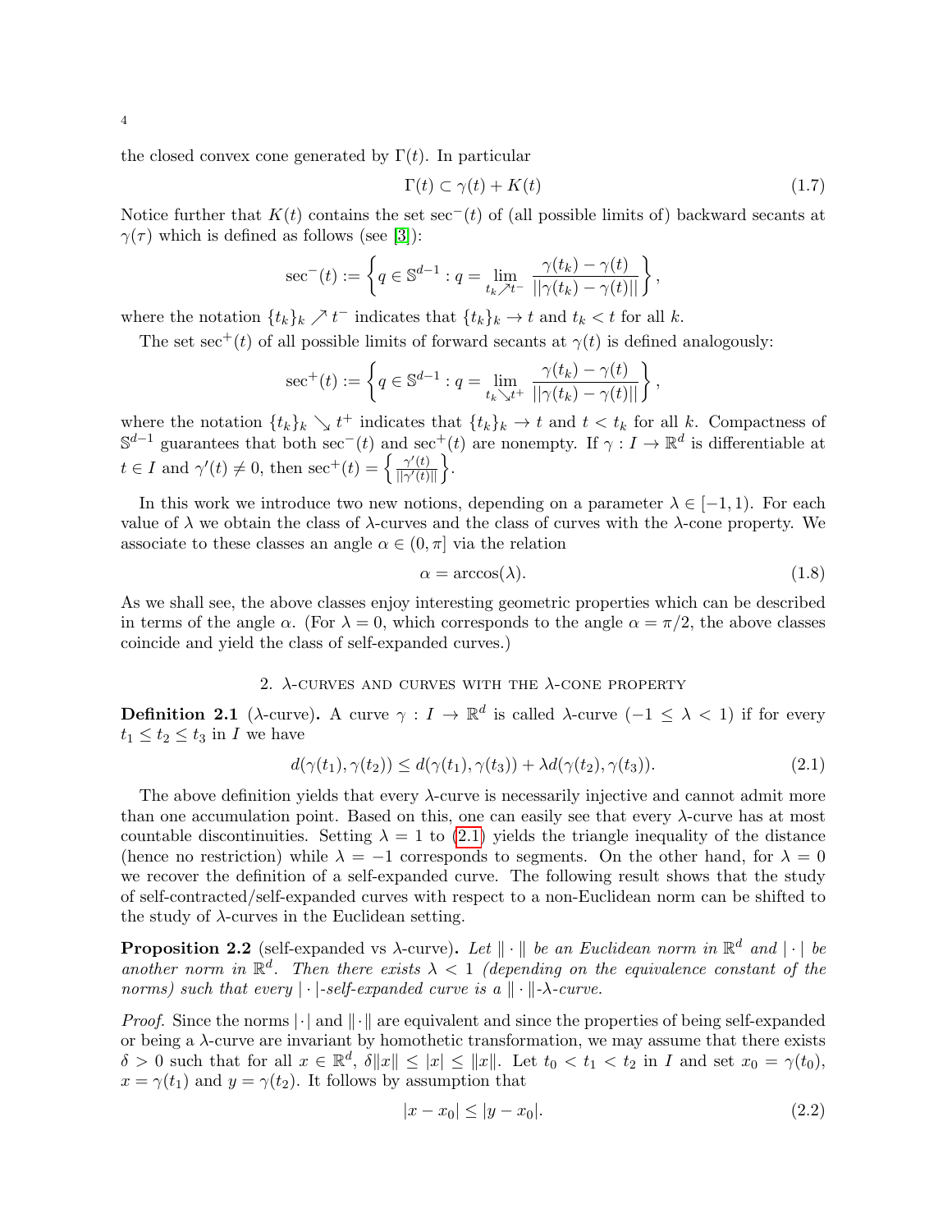the closed convex cone generated by $\Gamma(t)$. In particular

$$\Gamma(t) \subset \gamma(t) + K(t) \tag{1.7}$$

Notice further that $K(t)$ contains the set $\sec^-(t)$ of (all possible limits of) backward secants at $\gamma(\tau)$ which is defined as follows (see [3]):

$$\sec^-(t) := \left\{ q \in \mathbb{S}^{d-1} : q = \lim_{t_k \nearrow t^-} \frac{\gamma(t_k) - \gamma(t)}{||\gamma(t_k) - \gamma(t)||} \right\},$$

where the notation $\{t_k\}_k \nearrow t^-$ indicates that $\{t_k\}_k \to t$ and $t_k < t$ for all $k$.

The set $\sec^+(t)$ of all possible limits of forward secants at $\gamma(t)$ is defined analogously:

$$\sec^+(t) := \left\{ q \in \mathbb{S}^{d-1} : q = \lim_{t_k \searrow t^+} \frac{\gamma(t_k) - \gamma(t)}{||\gamma(t_k) - \gamma(t)||} \right\},$$

where the notation $\{t_k\}_k \searrow t^+$ indicates that $\{t_k\}_k \to t$ and $t < t_k$ for all $k$. Compactness of $\mathbb{S}^{d-1}$ guarantees that both $\sec^-(t)$ and $\sec^+(t)$ are nonempty. If $\gamma : I \to \mathbb{R}^d$ is differentiable at $t \in I$ and $\gamma'(t) \neq 0$, then $\sec^+(t) = \left\{ \frac{\gamma'(t)}{||\gamma'(t)||} \right\}$.

In this work we introduce two new notions, depending on a parameter $\lambda \in [-1, 1)$. For each value of $\lambda$ we obtain the class of $\lambda$-curves and the class of curves with the $\lambda$-cone property. We associate to these classes an angle $\alpha \in (0, \pi]$ via the relation

$$\alpha = \arccos(\lambda). \tag{1.8}$$

As we shall see, the above classes enjoy interesting geometric properties which can be described in terms of the angle $\alpha$. (For $\lambda = 0$, which corresponds to the angle $\alpha = \pi/2$, the above classes coincide and yield the class of self-expanded curves.)

## 2. $\lambda$-curves and curves with the $\lambda$-cone property

**Definition 2.1** ($\lambda$-curve)**.** A curve $\gamma : I \to \mathbb{R}^d$ is called $\lambda$-curve ($-1 \leq \lambda < 1$) if for every $t_1 \leq t_2 \leq t_3$ in $I$ we have

$$d(\gamma(t_1), \gamma(t_2)) \leq d(\gamma(t_1), \gamma(t_3)) + \lambda d(\gamma(t_2), \gamma(t_3)). \tag{2.1}$$

The above definition yields that every $\lambda$-curve is necessarily injective and cannot admit more than one accumulation point. Based on this, one can easily see that every $\lambda$-curve has at most countable discontinuities. Setting $\lambda = 1$ to (2.1) yields the triangle inequality of the distance (hence no restriction) while $\lambda = -1$ corresponds to segments. On the other hand, for $\lambda = 0$ we recover the definition of a self-expanded curve. The following result shows that the study of self-contracted/self-expanded curves with respect to a non-Euclidean norm can be shifted to the study of $\lambda$-curves in the Euclidean setting.

**Proposition 2.2** (self-expanded vs $\lambda$-curve)**.** *Let $\|\cdot\|$ be an Euclidean norm in $\mathbb{R}^d$ and $|\cdot|$ be another norm in $\mathbb{R}^d$. Then there exists $\lambda < 1$ (depending on the equivalence constant of the norms) such that every $|\cdot|$-self-expanded curve is a $\|\cdot\|$-$\lambda$-curve.*

*Proof.* Since the norms $|\cdot|$ and $\|\cdot\|$ are equivalent and since the properties of being self-expanded or being a $\lambda$-curve are invariant by homothetic transformation, we may assume that there exists $\delta > 0$ such that for all $x \in \mathbb{R}^d$, $\delta\|x\| \leq |x| \leq \|x\|$. Let $t_0 < t_1 < t_2$ in $I$ and set $x_0 = \gamma(t_0)$, $x = \gamma(t_1)$ and $y = \gamma(t_2)$. It follows by assumption that

$$|x - x_0| \leq |y - x_0|. \tag{2.2}$$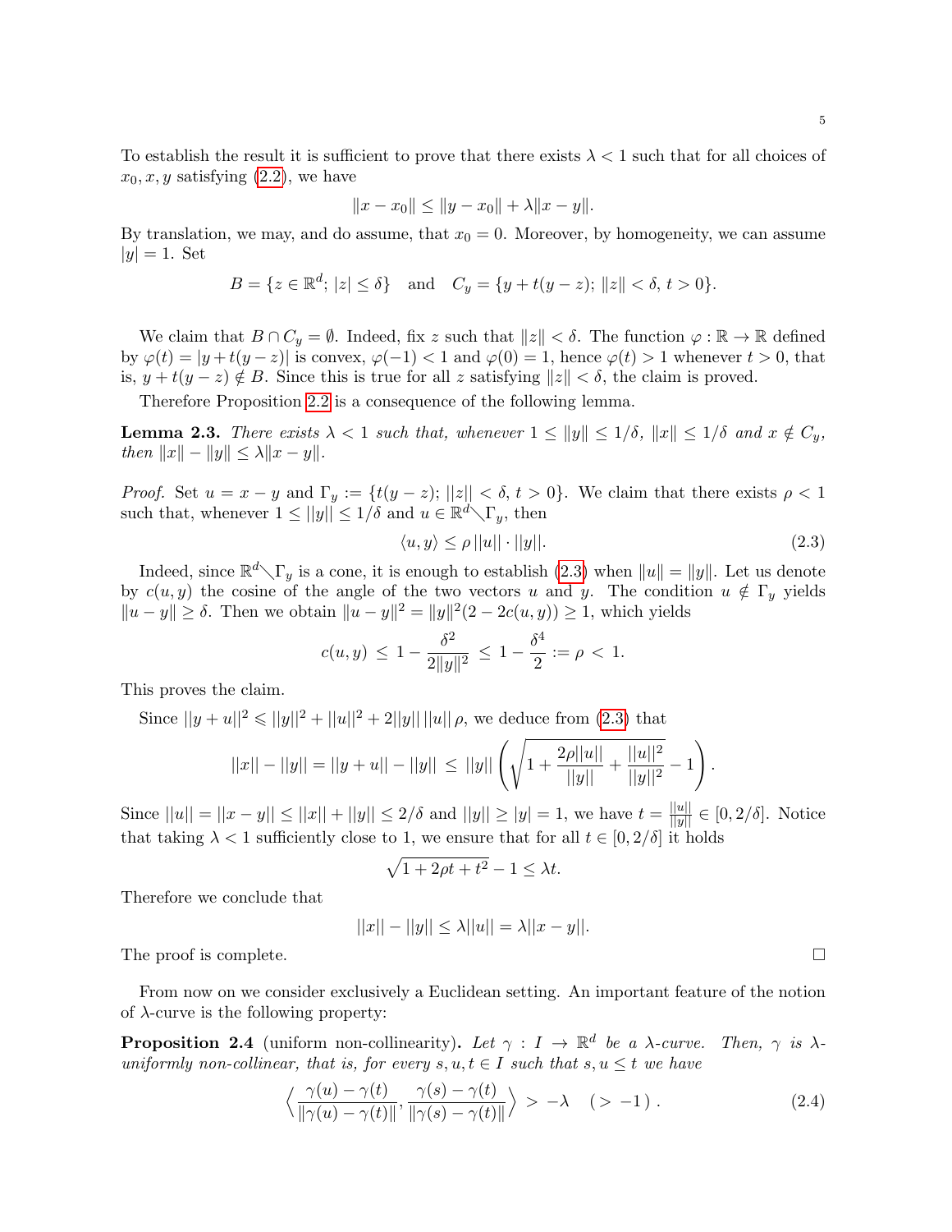To establish the result it is sufficient to prove that there exists $\lambda < 1$ such that for all choices of $x_0, x, y$ satisfying (2.2), we have

$$\|x - x_0\| \leq \|y - x_0\| + \lambda\|x - y\|.$$

By translation, we may, and do assume, that $x_0 = 0$. Moreover, by homogeneity, we can assume $|y| = 1$. Set

$$B = \{z \in \mathbb{R}^d;\, |z| \leq \delta\} \quad \text{and} \quad C_y = \{y + t(y - z);\, \|z\| < \delta,\, t > 0\}.$$

We claim that $B \cap C_y = \emptyset$. Indeed, fix $z$ such that $\|z\| < \delta$. The function $\varphi : \mathbb{R} \to \mathbb{R}$ defined by $\varphi(t) = |y + t(y - z)|$ is convex, $\varphi(-1) < 1$ and $\varphi(0) = 1$, hence $\varphi(t) > 1$ whenever $t > 0$, that is, $y + t(y - z) \notin B$. Since this is true for all $z$ satisfying $\|z\| < \delta$, the claim is proved.

Therefore Proposition 2.2 is a consequence of the following lemma.

**Lemma 2.3.** *There exists $\lambda < 1$ such that, whenever $1 \leq \|y\| \leq 1/\delta$, $\|x\| \leq 1/\delta$ and $x \notin C_y$, then $\|x\| - \|y\| \leq \lambda\|x - y\|$.*

*Proof.* Set $u = x - y$ and $\Gamma_y := \{t(y - z);\, ||z|| < \delta,\, t > 0\}$. We claim that there exists $\rho < 1$ such that, whenever $1 \leq ||y|| \leq 1/\delta$ and $u \in \mathbb{R}^d \setminus \Gamma_y$, then

$$\langle u, y\rangle \leq \rho\, ||u|| \cdot ||y||. \tag{2.3}$$

Indeed, since $\mathbb{R}^d \setminus \Gamma_y$ is a cone, it is enough to establish (2.3) when $\|u\| = \|y\|$. Let us denote by $c(u, y)$ the cosine of the angle of the two vectors $u$ and $y$. The condition $u \notin \Gamma_y$ yields $\|u - y\| \geq \delta$. Then we obtain $\|u - y\|^2 = \|y\|^2(2 - 2c(u, y)) \geq 1$, which yields

$$c(u, y) \,\leq\, 1 - \frac{\delta^2}{2\|y\|^2} \,\leq\, 1 - \frac{\delta^4}{2} := \rho \,<\, 1.$$

This proves the claim.

Since $||y + u||^2 \leqslant ||y||^2 + ||u||^2 + 2||y||\,||u||\,\rho$, we deduce from (2.3) that

$$||x|| - ||y|| = ||y + u|| - ||y|| \,\leq\, ||y|| \left( \sqrt{1 + \frac{2\rho||u||}{||y||} + \frac{||u||^2}{||y||^2}} - 1 \right).$$

Since $||u|| = ||x - y|| \leq ||x|| + ||y|| \leq 2/\delta$ and $||y|| \geq |y| = 1$, we have $t = \frac{||u||}{||y||} \in [0, 2/\delta]$. Notice that taking $\lambda < 1$ sufficiently close to 1, we ensure that for all $t \in [0, 2/\delta]$ it holds

$$\sqrt{1 + 2\rho t + t^2} - 1 \leq \lambda t.$$

Therefore we conclude that

$$||x|| - ||y|| \leq \lambda||u|| = \lambda||x - y||.$$

The proof is complete. $\square$

From now on we consider exclusively a Euclidean setting. An important feature of the notion of $\lambda$-curve is the following property:

**Proposition 2.4** (uniform non-collinearity)**.** *Let $\gamma : I \to \mathbb{R}^d$ be a $\lambda$-curve. Then, $\gamma$ is $\lambda$-uniformly non-collinear, that is, for every $s, u, t \in I$ such that $s, u \leq t$ we have*

$$\Big\langle \frac{\gamma(u) - \gamma(t)}{\|\gamma(u) - \gamma(t)\|}, \frac{\gamma(s) - \gamma(t)}{\|\gamma(s) - \gamma(t)\|} \Big\rangle \,>\, -\lambda \quad (> -1)\,. \tag{2.4}$$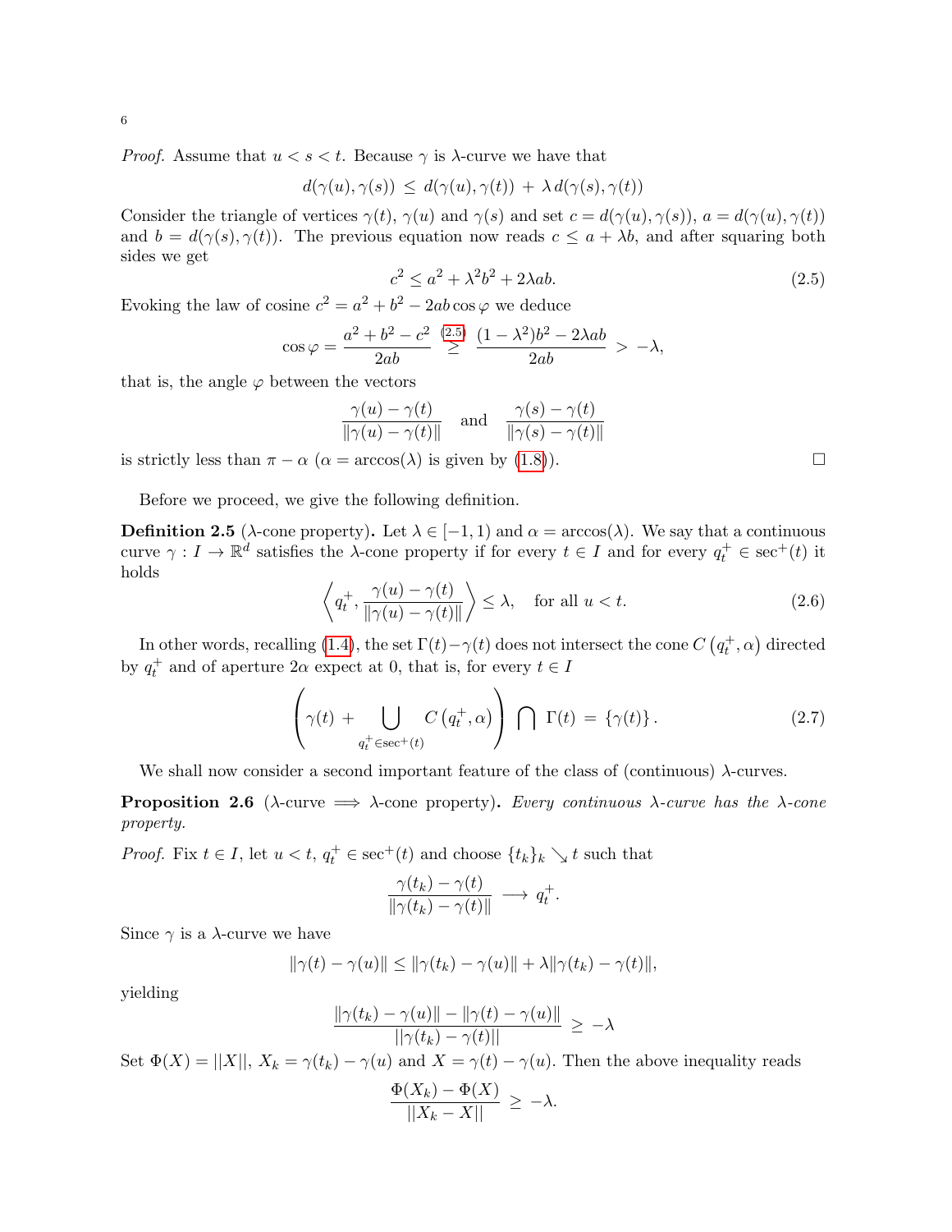*Proof.* Assume that $u < s < t$. Because $\gamma$ is $\lambda$-curve we have that

$$d(\gamma(u), \gamma(s)) \leq d(\gamma(u), \gamma(t)) + \lambda\, d(\gamma(s), \gamma(t))$$

Consider the triangle of vertices $\gamma(t)$, $\gamma(u)$ and $\gamma(s)$ and set $c = d(\gamma(u), \gamma(s))$, $a = d(\gamma(u), \gamma(t))$ and $b = d(\gamma(s), \gamma(t))$. The previous equation now reads $c \leq a + \lambda b$, and after squaring both sides we get

$$c^2 \leq a^2 + \lambda^2 b^2 + 2\lambda ab. \tag{2.5}$$

Evoking the law of cosine $c^2 = a^2 + b^2 - 2ab\cos\varphi$ we deduce

$$\cos\varphi = \frac{a^2 + b^2 - c^2}{2ab} \overset{(2.5)}{\geq} \frac{(1-\lambda^2)b^2 - 2\lambda ab}{2ab} > -\lambda,$$

that is, the angle $\varphi$ between the vectors

$$\frac{\gamma(u) - \gamma(t)}{\|\gamma(u) - \gamma(t)\|} \quad \text{and} \quad \frac{\gamma(s) - \gamma(t)}{\|\gamma(s) - \gamma(t)\|}$$

is strictly less than $\pi - \alpha$ ($\alpha = \arccos(\lambda)$ is given by (1.8)). $\square$

Before we proceed, we give the following definition.

**Definition 2.5** ($\lambda$-cone property)**.** Let $\lambda \in [-1, 1)$ and $\alpha = \arccos(\lambda)$. We say that a continuous curve $\gamma : I \to \mathbb{R}^d$ satisfies the $\lambda$-cone property if for every $t \in I$ and for every $q_t^+ \in \sec^+(t)$ it holds

$$\left\langle q_t^+, \frac{\gamma(u) - \gamma(t)}{\|\gamma(u) - \gamma(t)\|} \right\rangle \leq \lambda, \quad \text{for all } u < t. \tag{2.6}$$

In other words, recalling (1.4), the set $\Gamma(t) - \gamma(t)$ does not intersect the cone $C\left(q_t^+, \alpha\right)$ directed by $q_t^+$ and of aperture $2\alpha$ expect at 0, that is, for every $t \in I$

$$\left(\gamma(t) + \bigcup_{q_t^+ \in \sec^+(t)} C\left(q_t^+, \alpha\right)\right) \bigcap \Gamma(t) = \{\gamma(t)\}. \tag{2.7}$$

We shall now consider a second important feature of the class of (continuous) $\lambda$-curves.

**Proposition 2.6** ($\lambda$-curve $\Longrightarrow$ $\lambda$-cone property)**.** *Every continuous $\lambda$-curve has the $\lambda$-cone property.*

*Proof.* Fix $t \in I$, let $u < t$, $q_t^+ \in \sec^+(t)$ and choose $\{t_k\}_k \searrow t$ such that

$$\frac{\gamma(t_k) - \gamma(t)}{\|\gamma(t_k) - \gamma(t)\|} \longrightarrow q_t^+.$$

Since $\gamma$ is a $\lambda$-curve we have

$$\|\gamma(t) - \gamma(u)\| \leq \|\gamma(t_k) - \gamma(u)\| + \lambda \|\gamma(t_k) - \gamma(t)\|,$$

yielding

$$\frac{\|\gamma(t_k) - \gamma(u)\| - \|\gamma(t) - \gamma(u)\|}{||\gamma(t_k) - \gamma(t)||} \geq -\lambda$$

Set $\Phi(X) = ||X||$, $X_k = \gamma(t_k) - \gamma(u)$ and $X = \gamma(t) - \gamma(u)$. Then the above inequality reads

$$\frac{\Phi(X_k) - \Phi(X)}{||X_k - X||} \geq -\lambda.$$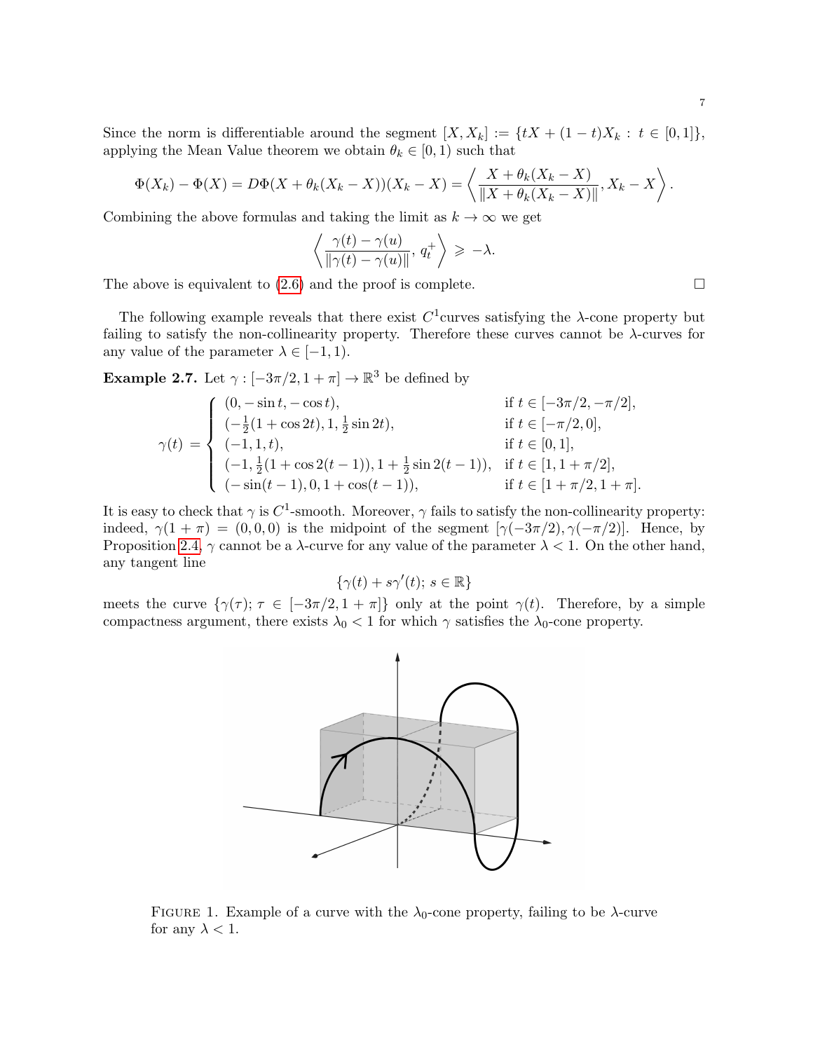Since the norm is differentiable around the segment $[X, X_k] := \{tX + (1-t)X_k : t \in [0,1]\}$, applying the Mean Value theorem we obtain $\theta_k \in [0,1)$ such that

$$\Phi(X_k) - \Phi(X) = D\Phi(X + \theta_k(X_k - X))(X_k - X) = \left\langle \frac{X + \theta_k(X_k - X)}{\|X + \theta_k(X_k - X)\|}, X_k - X \right\rangle.$$

Combining the above formulas and taking the limit as $k \to \infty$ we get

$$\left\langle \frac{\gamma(t) - \gamma(u)}{\|\gamma(t) - \gamma(u)\|}, \, q_t^+ \right\rangle \geqslant -\lambda.$$

The above is equivalent to (2.6) and the proof is complete. $\square$

The following example reveals that there exist $C^1$curves satisfying the $\lambda$-cone property but failing to satisfy the non-collinearity property. Therefore these curves cannot be $\lambda$-curves for any value of the parameter $\lambda \in [-1, 1)$.

**Example 2.7.** Let $\gamma : [-3\pi/2, 1+\pi] \to \mathbb{R}^3$ be defined by

$$\gamma(t) = \begin{cases} (0, -\sin t, -\cos t), & \text{if } t \in [-3\pi/2, -\pi/2], \\ (-\frac{1}{2}(1+\cos 2t), 1, \frac{1}{2}\sin 2t), & \text{if } t \in [-\pi/2, 0], \\ (-1, 1, t), & \text{if } t \in [0, 1], \\ (-1, \frac{1}{2}(1+\cos 2(t-1)), 1 + \frac{1}{2}\sin 2(t-1)), & \text{if } t \in [1, 1+\pi/2], \\ (-\sin(t-1), 0, 1+\cos(t-1)), & \text{if } t \in [1+\pi/2, 1+\pi]. \end{cases}$$

It is easy to check that $\gamma$ is $C^1$-smooth. Moreover, $\gamma$ fails to satisfy the non-collinearity property: indeed, $\gamma(1+\pi) = (0,0,0)$ is the midpoint of the segment $[\gamma(-3\pi/2), \gamma(-\pi/2)]$. Hence, by Proposition 2.4, $\gamma$ cannot be a $\lambda$-curve for any value of the parameter $\lambda < 1$. On the other hand, any tangent line

$$\{\gamma(t) + s\gamma'(t); \, s \in \mathbb{R}\}$$

meets the curve $\{\gamma(\tau); \, \tau \in [-3\pi/2, 1+\pi]\}$ only at the point $\gamma(t)$. Therefore, by a simple compactness argument, there exists $\lambda_0 < 1$ for which $\gamma$ satisfies the $\lambda_0$-cone property.

FIGURE 1. Example of a curve with the $\lambda_0$-cone property, failing to be $\lambda$-curve for any $\lambda < 1$.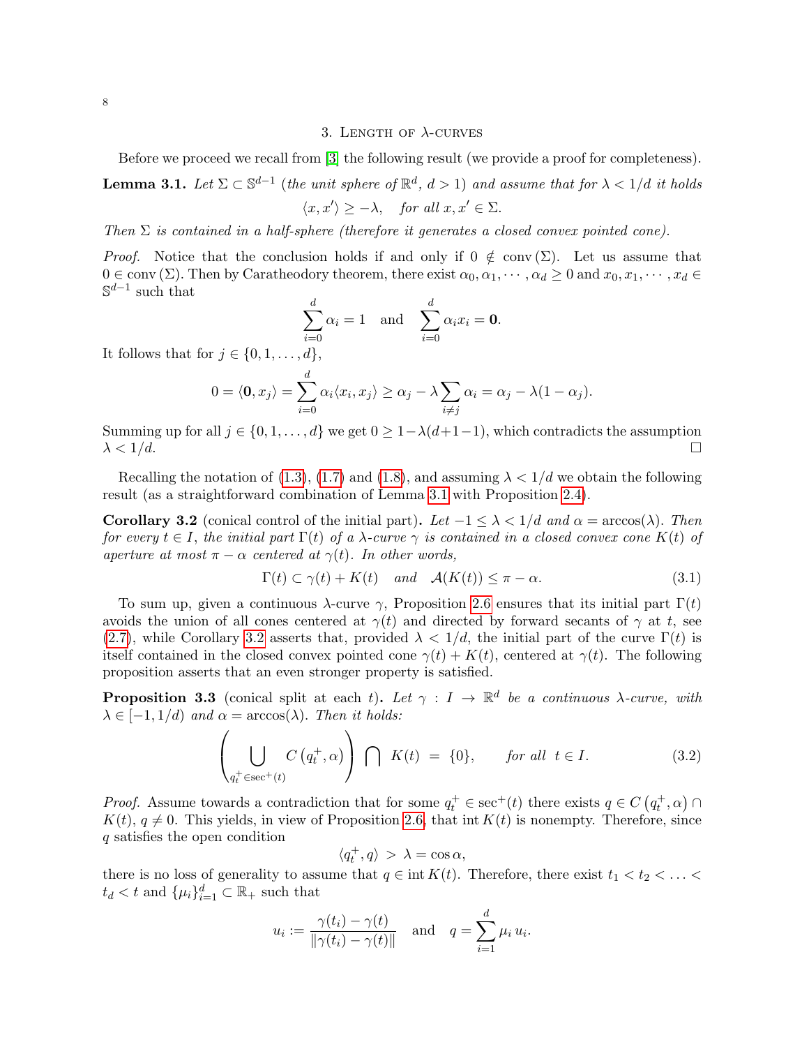## 3. Length of $\lambda$-curves

Before we proceed we recall from [3] the following result (we provide a proof for completeness).

**Lemma 3.1.** *Let $\Sigma \subset \mathbb{S}^{d-1}$ (the unit sphere of $\mathbb{R}^d$, $d > 1$) and assume that for $\lambda < 1/d$ it holds*

$$\langle x, x' \rangle \geq -\lambda, \quad \text{for all } x, x' \in \Sigma.$$

*Then $\Sigma$ is contained in a half-sphere (therefore it generates a closed convex pointed cone).*

*Proof.* Notice that the conclusion holds if and only if $0 \notin \operatorname{conv}(\Sigma)$. Let us assume that $0 \in \operatorname{conv}(\Sigma)$. Then by Caratheodory theorem, there exist $\alpha_0, \alpha_1, \cdots, \alpha_d \geq 0$ and $x_0, x_1, \cdots, x_d \in \mathbb{S}^{d-1}$ such that

$$\sum_{i=0}^{d} \alpha_i = 1 \quad \text{and} \quad \sum_{i=0}^{d} \alpha_i x_i = \mathbf{0}.$$

It follows that for $j \in \{0, 1, \ldots, d\}$,

$$0 = \langle \mathbf{0}, x_j \rangle = \sum_{i=0}^{d} \alpha_i \langle x_i, x_j \rangle \geq \alpha_j - \lambda \sum_{i \neq j} \alpha_i = \alpha_j - \lambda(1 - \alpha_j).$$

Summing up for all $j \in \{0, 1, \ldots, d\}$ we get $0 \geq 1 - \lambda(d + 1 - 1)$, which contradicts the assumption $\lambda < 1/d$. $\square$

Recalling the notation of (1.3), (1.7) and (1.8), and assuming $\lambda < 1/d$ we obtain the following result (as a straightforward combination of Lemma 3.1 with Proposition 2.4).

**Corollary 3.2** (conical control of the initial part)**.** *Let $-1 \leq \lambda < 1/d$ and $\alpha = \arccos(\lambda)$. Then for every $t \in I$, the initial part $\Gamma(t)$ of a $\lambda$-curve $\gamma$ is contained in a closed convex cone $K(t)$ of aperture at most $\pi - \alpha$ centered at $\gamma(t)$. In other words,*

$$\Gamma(t) \subset \gamma(t) + K(t) \quad \text{and} \quad \mathcal{A}(K(t)) \leq \pi - \alpha. \tag{3.1}$$

To sum up, given a continuous $\lambda$-curve $\gamma$, Proposition 2.6 ensures that its initial part $\Gamma(t)$ avoids the union of all cones centered at $\gamma(t)$ and directed by forward secants of $\gamma$ at $t$, see (2.7), while Corollary 3.2 asserts that, provided $\lambda < 1/d$, the initial part of the curve $\Gamma(t)$ is itself contained in the closed convex pointed cone $\gamma(t) + K(t)$, centered at $\gamma(t)$. The following proposition asserts that an even stronger property is satisfied.

**Proposition 3.3** (conical split at each $t$)**.** *Let $\gamma : I \to \mathbb{R}^d$ be a continuous $\lambda$-curve, with $\lambda \in [-1, 1/d)$ and $\alpha = \arccos(\lambda)$. Then it holds:*

$$\left( \bigcup_{q_t^+ \in \sec^+(t)} C\left(q_t^+, \alpha\right) \right) \bigcap \ K(t) \ = \ \{0\}, \qquad \text{for all } \ t \in I. \tag{3.2}$$

*Proof.* Assume towards a contradiction that for some $q_t^+ \in \sec^+(t)$ there exists $q \in C\left(q_t^+, \alpha\right) \cap K(t)$, $q \neq 0$. This yields, in view of Proposition 2.6, that $\operatorname{int} K(t)$ is nonempty. Therefore, since $q$ satisfies the open condition

$$\langle q_t^+, q \rangle \ > \ \lambda = \cos \alpha,$$

there is no loss of generality to assume that $q \in \operatorname{int} K(t)$. Therefore, there exist $t_1 < t_2 < \ldots < t_d < t$ and $\{\mu_i\}_{i=1}^{d} \subset \mathbb{R}_+$ such that

$$u_i := \frac{\gamma(t_i) - \gamma(t)}{\|\gamma(t_i) - \gamma(t)\|} \quad \text{and} \quad q = \sum_{i=1}^{d} \mu_i \, u_i.$$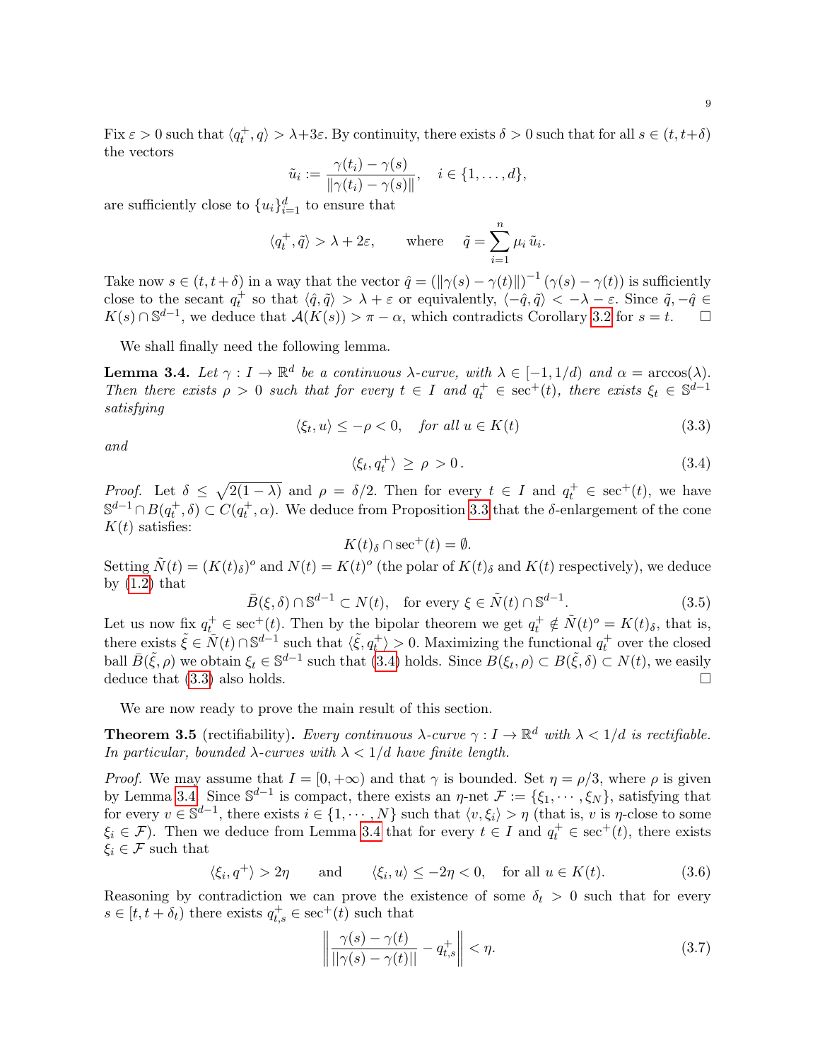Fix $\varepsilon > 0$ such that $\langle q_t^+, q\rangle > \lambda + 3\varepsilon$. By continuity, there exists $\delta > 0$ such that for all $s \in (t, t+\delta)$ the vectors

$$\tilde{u}_i := \frac{\gamma(t_i) - \gamma(s)}{\|\gamma(t_i) - \gamma(s)\|}, \quad i \in \{1, \ldots, d\},$$

are sufficiently close to $\{u_i\}_{i=1}^d$ to ensure that

$$\langle q_t^+, \tilde{q}\rangle > \lambda + 2\varepsilon, \qquad \text{where} \quad \tilde{q} = \sum_{i=1}^n \mu_i \, \tilde{u}_i.$$

Take now $s \in (t, t+\delta)$ in a way that the vector $\hat{q} = (\|\gamma(s) - \gamma(t)\|)^{-1}(\gamma(s) - \gamma(t))$ is sufficiently close to the secant $q_t^+$ so that $\langle \hat{q}, \tilde{q}\rangle > \lambda + \varepsilon$ or equivalently, $\langle -\hat{q}, \tilde{q}\rangle < -\lambda - \varepsilon$. Since $\tilde{q}, -\hat{q} \in K(s) \cap \mathbb{S}^{d-1}$, we deduce that $\mathcal{A}(K(s)) > \pi - \alpha$, which contradicts Corollary 3.2 for $s = t$. $\square$

We shall finally need the following lemma.

**Lemma 3.4.** *Let $\gamma : I \to \mathbb{R}^d$ be a continuous $\lambda$-curve, with $\lambda \in [-1, 1/d)$ and $\alpha = \arccos(\lambda)$. Then there exists $\rho > 0$ such that for every $t \in I$ and $q_t^+ \in \sec^+(t)$, there exists $\xi_t \in \mathbb{S}^{d-1}$ satisfying*

$$\langle \xi_t, u\rangle \leq -\rho < 0, \quad \textit{for all } u \in K(t) \tag{3.3}$$

*and*

$$\langle \xi_t, q_t^+\rangle \;\geq\; \rho > 0\,. \tag{3.4}$$

*Proof.* Let $\delta \leq \sqrt{2(1-\lambda)}$ and $\rho = \delta/2$. Then for every $t \in I$ and $q_t^+ \in \sec^+(t)$, we have $\mathbb{S}^{d-1} \cap B(q_t^+, \delta) \subset C(q_t^+, \alpha)$. We deduce from Proposition 3.3 that the $\delta$-enlargement of the cone $K(t)$ satisfies:

$$K(t)_\delta \cap \sec^+(t) = \emptyset.$$

Setting $\tilde{N}(t) = (K(t)_\delta)^o$ and $N(t) = K(t)^o$ (the polar of $K(t)_\delta$ and $K(t)$ respectively), we deduce by (1.2) that

$$\bar{B}(\xi, \delta) \cap \mathbb{S}^{d-1} \subset N(t), \quad \text{for every } \xi \in \tilde{N}(t) \cap \mathbb{S}^{d-1}. \tag{3.5}$$

Let us now fix $q_t^+ \in \sec^+(t)$. Then by the bipolar theorem we get $q_t^+ \notin \tilde{N}(t)^o = K(t)_\delta$, that is, there exists $\tilde{\xi} \in \tilde{N}(t) \cap \mathbb{S}^{d-1}$ such that $\langle \tilde{\xi}, q_t^+\rangle > 0$. Maximizing the functional $q_t^+$ over the closed ball $\bar{B}(\tilde{\xi}, \rho)$ we obtain $\xi_t \in \mathbb{S}^{d-1}$ such that (3.4) holds. Since $B(\xi_t, \rho) \subset B(\tilde{\xi}, \delta) \subset N(t)$, we easily deduce that (3.3) also holds. $\square$

We are now ready to prove the main result of this section.

**Theorem 3.5** (rectifiability)**.** *Every continuous $\lambda$-curve $\gamma : I \to \mathbb{R}^d$ with $\lambda < 1/d$ is rectifiable. In particular, bounded $\lambda$-curves with $\lambda < 1/d$ have finite length.*

*Proof.* We may assume that $I = [0, +\infty)$ and that $\gamma$ is bounded. Set $\eta = \rho/3$, where $\rho$ is given by Lemma 3.4. Since $\mathbb{S}^{d-1}$ is compact, there exists an $\eta$-net $\mathcal{F} := \{\xi_1, \cdots, \xi_N\}$, satisfying that for every $v \in \mathbb{S}^{d-1}$, there exists $i \in \{1, \cdots, N\}$ such that $\langle v, \xi_i\rangle > \eta$ (that is, $v$ is $\eta$-close to some $\xi_i \in \mathcal{F}$). Then we deduce from Lemma 3.4 that for every $t \in I$ and $q_t^+ \in \sec^+(t)$, there exists $\xi_i \in \mathcal{F}$ such that

$$\langle \xi_i, q^+\rangle > 2\eta \qquad \text{and} \qquad \langle \xi_i, u\rangle \leq -2\eta < 0, \quad \text{for all } u \in K(t). \tag{3.6}$$

Reasoning by contradiction we can prove the existence of some $\delta_t > 0$ such that for every $s \in [t, t + \delta_t)$ there exists $q_{t,s}^+ \in \sec^+(t)$ such that

$$\left\| \frac{\gamma(s) - \gamma(t)}{||\gamma(s) - \gamma(t)||} - q_{t,s}^+ \right\| < \eta. \tag{3.7}$$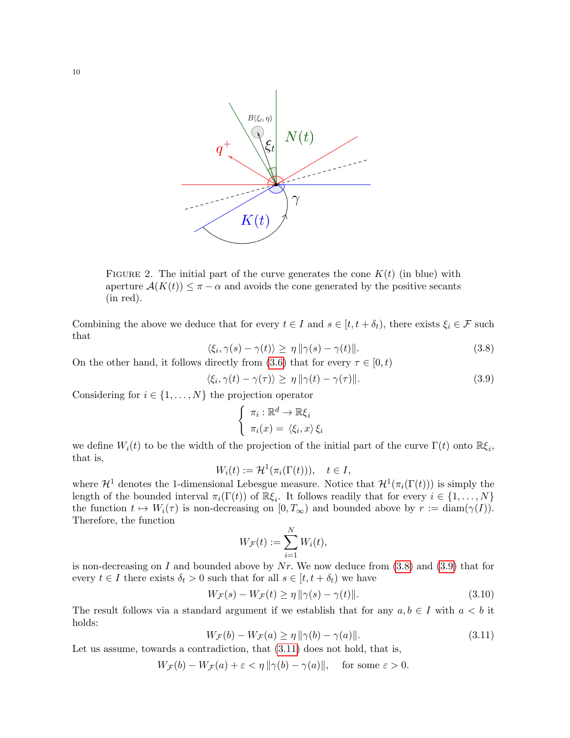FIGURE 2. The initial part of the curve generates the cone $K(t)$ (in blue) with aperture $\mathcal{A}(K(t)) \le \pi - \alpha$ and avoids the cone generated by the positive secants (in red).

Combining the above we deduce that for every $t \in I$ and $s \in [t, t+\delta_t)$, there exists $\xi_i \in \mathcal{F}$ such that

$$\langle \xi_i, \gamma(s) - \gamma(t) \rangle \ge \eta \, \|\gamma(s) - \gamma(t)\|. \tag{3.8}$$

On the other hand, it follows directly from (3.6) that for every $\tau \in [0, t)$

$$\langle \xi_i, \gamma(t) - \gamma(\tau) \rangle \ge \eta \, \|\gamma(t) - \gamma(\tau)\|. \tag{3.9}$$

Considering for $i \in \{1, \ldots, N\}$ the projection operator

$$\begin{cases} \pi_i : \mathbb{R}^d \to \mathbb{R}\xi_i \\ \pi_i(x) = \langle \xi_i, x \rangle \, \xi_i \end{cases}$$

we define $W_i(t)$ to be the width of the projection of the initial part of the curve $\Gamma(t)$ onto $\mathbb{R}\xi_i$, that is,

$$W_i(t) := \mathcal{H}^1(\pi_i(\Gamma(t))), \quad t \in I,$$

where $\mathcal{H}^1$ denotes the 1-dimensional Lebesgue measure. Notice that $\mathcal{H}^1(\pi_i(\Gamma(t)))$ is simply the length of the bounded interval $\pi_i(\Gamma(t))$ of $\mathbb{R}\xi_i$. It follows readily that for every $i \in \{1, \ldots, N\}$ the function $t \mapsto W_i(\tau)$ is non-decreasing on $[0, T_\infty)$ and bounded above by $r := \operatorname{diam}(\gamma(I))$. Therefore, the function

$$W_{\mathcal{F}}(t) := \sum_{i=1}^{N} W_i(t),$$

is non-decreasing on $I$ and bounded above by $Nr$. We now deduce from (3.8) and (3.9) that for every $t \in I$ there exists $\delta_t > 0$ such that for all $s \in [t, t+\delta_t)$ we have

$$W_{\mathcal{F}}(s) - W_{\mathcal{F}}(t) \ge \eta \, \|\gamma(s) - \gamma(t)\|. \tag{3.10}$$

The result follows via a standard argument if we establish that for any $a, b \in I$ with $a < b$ it holds:

$$W_{\mathcal{F}}(b) - W_{\mathcal{F}}(a) \ge \eta \, \|\gamma(b) - \gamma(a)\|. \tag{3.11}$$

Let us assume, towards a contradiction, that (3.11) does not hold, that is,

$$W_{\mathcal{F}}(b) - W_{\mathcal{F}}(a) + \varepsilon < \eta \, \|\gamma(b) - \gamma(a)\|, \quad \text{for some } \varepsilon > 0.$$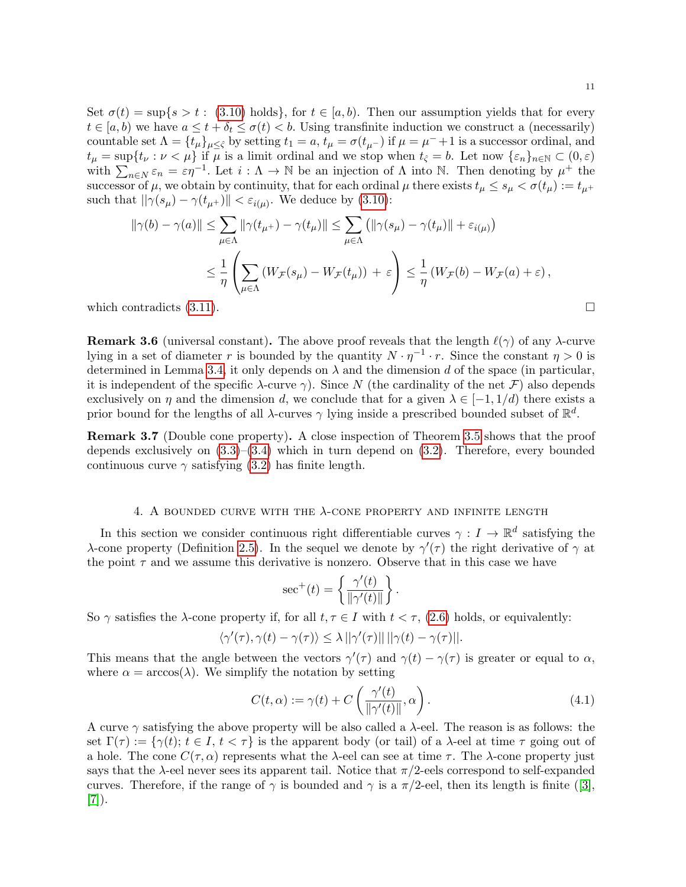Set $\sigma(t) = \sup\{s > t : \text{ (3.10) holds}\}$, for $t \in [a, b)$. Then our assumption yields that for every $t \in [a, b)$ we have $a \leq t + \delta_t \leq \sigma(t) < b$. Using transfinite induction we construct a (necessarily) countable set $\Lambda = \{t_\mu\}_{\mu \leq \hat{\varsigma}}$ by setting $t_1 = a$, $t_\mu = \sigma(t_{\mu^-})$ if $\mu = \mu^- + 1$ is a successor ordinal, and $t_\mu = \sup\{t_\nu : \nu < \mu\}$ if $\mu$ is a limit ordinal and we stop when $t_{\hat{\varsigma}} = b$. Let now $\{\varepsilon_n\}_{n \in \mathbb{N}} \subset (0, \varepsilon)$ with $\sum_{n \in N} \varepsilon_n = \varepsilon \eta^{-1}$. Let $i : \Lambda \to \mathbb{N}$ be an injection of $\Lambda$ into $\mathbb{N}$. Then denoting by $\mu^+$ the successor of $\mu$, we obtain by continuity, that for each ordinal $\mu$ there exists $t_\mu \leq s_\mu < \sigma(t_\mu) := t_{\mu^+}$ such that $\|\gamma(s_\mu) - \gamma(t_{\mu^+})\| < \varepsilon_{i(\mu)}$. We deduce by (3.10):

$$
\begin{aligned}
\|\gamma(b) - \gamma(a)\| &\leq \sum_{\mu \in \Lambda} \|\gamma(t_{\mu^+}) - \gamma(t_\mu)\| \leq \sum_{\mu \in \Lambda} \left( \|\gamma(s_\mu) - \gamma(t_\mu)\| + \varepsilon_{i(\mu)} \right) \\
&\leq \frac{1}{\eta} \left( \sum_{\mu \in \Lambda} \left( W_{\mathcal{F}}(s_\mu) - W_{\mathcal{F}}(t_\mu) \right) + \varepsilon \right) \leq \frac{1}{\eta} \left( W_{\mathcal{F}}(b) - W_{\mathcal{F}}(a) + \varepsilon \right),
\end{aligned}
$$

which contradicts (3.11). □

**Remark 3.6** (universal constant)**.** The above proof reveals that the length $\ell(\gamma)$ of any $\lambda$-curve lying in a set of diameter $r$ is bounded by the quantity $N \cdot \eta^{-1} \cdot r$. Since the constant $\eta > 0$ is determined in Lemma 3.4, it only depends on $\lambda$ and the dimension $d$ of the space (in particular, it is independent of the specific $\lambda$-curve $\gamma$). Since $N$ (the cardinality of the net $\mathcal{F}$) also depends exclusively on $\eta$ and the dimension $d$, we conclude that for a given $\lambda \in [-1, 1/d)$ there exists a prior bound for the lengths of all $\lambda$-curves $\gamma$ lying inside a prescribed bounded subset of $\mathbb{R}^d$.

**Remark 3.7** (Double cone property)**.** A close inspection of Theorem 3.5 shows that the proof depends exclusively on (3.3)–(3.4) which in turn depend on (3.2). Therefore, every bounded continuous curve $\gamma$ satisfying (3.2) has finite length.

## 4. A bounded curve with the $\lambda$-cone property and infinite length

In this section we consider continuous right differentiable curves $\gamma : I \to \mathbb{R}^d$ satisfying the $\lambda$-cone property (Definition 2.5). In the sequel we denote by $\gamma'(\tau)$ the right derivative of $\gamma$ at the point $\tau$ and we assume this derivative is nonzero. Observe that in this case we have

$$
\sec^+(t) = \left\{ \frac{\gamma'(t)}{\|\gamma'(t)\|} \right\}.
$$

So $\gamma$ satisfies the $\lambda$-cone property if, for all $t, \tau \in I$ with $t < \tau$, (2.6) holds, or equivalently:

$$
\langle \gamma'(\tau), \gamma(t) - \gamma(\tau) \rangle \leq \lambda \, \|\gamma'(\tau)\| \, \|\gamma(t) - \gamma(\tau)\|.
$$

This means that the angle between the vectors $\gamma'(\tau)$ and $\gamma(t) - \gamma(\tau)$ is greater or equal to $\alpha$, where $\alpha = \arccos(\lambda)$. We simplify the notation by setting

$$
C(t, \alpha) := \gamma(t) + C\left( \frac{\gamma'(t)}{\|\gamma'(t)\|}, \alpha \right). \tag{4.1}
$$

A curve $\gamma$ satisfying the above property will be also called a $\lambda$-eel. The reason is as follows: the set $\Gamma(\tau) := \{\gamma(t);\, t \in I,\, t < \tau\}$ is the apparent body (or tail) of a $\lambda$-eel at time $\tau$ going out of a hole. The cone $C(\tau, \alpha)$ represents what the $\lambda$-eel can see at time $\tau$. The $\lambda$-cone property just says that the $\lambda$-eel never sees its apparent tail. Notice that $\pi/2$-eels correspond to self-expanded curves. Therefore, if the range of $\gamma$ is bounded and $\gamma$ is a $\pi/2$-eel, then its length is finite ([3], [7]).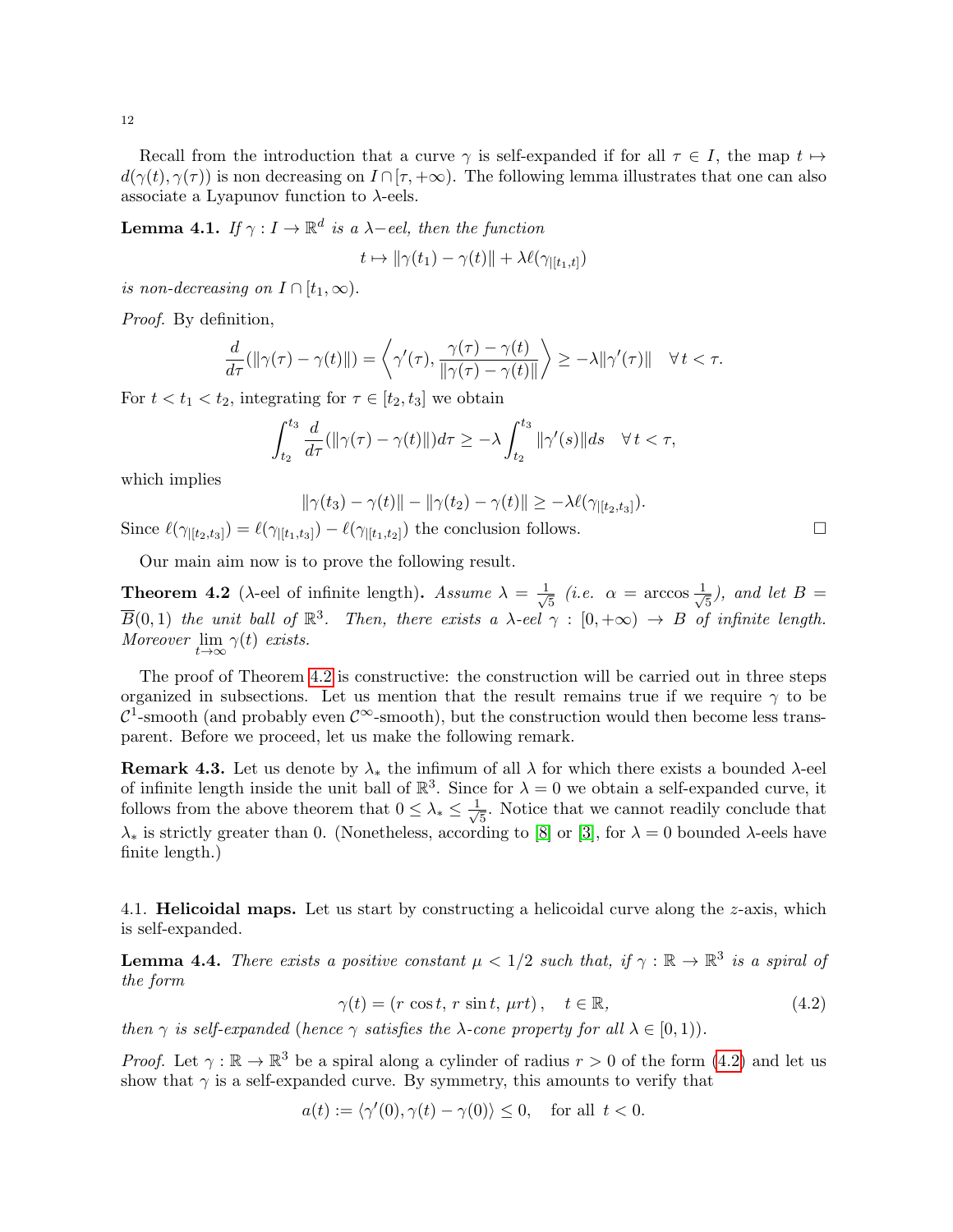Recall from the introduction that a curve $\gamma$ is self-expanded if for all $\tau \in I$, the map $t \mapsto d(\gamma(t), \gamma(\tau))$ is non decreasing on $I \cap [\tau, +\infty)$. The following lemma illustrates that one can also associate a Lyapunov function to $\lambda$-eels.

**Lemma 4.1.** *If $\gamma : I \to \mathbb{R}^d$ is a $\lambda-$eel, then the function*

$$t \mapsto \|\gamma(t_1) - \gamma(t)\| + \lambda \ell(\gamma_{|[t_1,t]})$$

*is non-decreasing on $I \cap [t_1, \infty)$.*

*Proof.* By definition,

$$\frac{d}{d\tau}(\|\gamma(\tau) - \gamma(t)\|) = \left\langle \gamma'(\tau), \frac{\gamma(\tau) - \gamma(t)}{\|\gamma(\tau) - \gamma(t)\|} \right\rangle \geq -\lambda \|\gamma'(\tau)\| \quad \forall\, t < \tau.$$

For $t < t_1 < t_2$, integrating for $\tau \in [t_2, t_3]$ we obtain

$$\int_{t_2}^{t_3} \frac{d}{d\tau}(\|\gamma(\tau) - \gamma(t)\|) d\tau \geq -\lambda \int_{t_2}^{t_3} \|\gamma'(s)\| ds \quad \forall\, t < \tau,$$

which implies

$$\|\gamma(t_3) - \gamma(t)\| - \|\gamma(t_2) - \gamma(t)\| \geq -\lambda \ell(\gamma_{|[t_2,t_3]}).$$

Since $\ell(\gamma_{|[t_2,t_3]}) = \ell(\gamma_{|[t_1,t_3]}) - \ell(\gamma_{|[t_1,t_2]})$ the conclusion follows. ☐

Our main aim now is to prove the following result.

**Theorem 4.2** ($\lambda$-eel of infinite length)**.** *Assume $\lambda = \frac{1}{\sqrt{5}}$ (i.e. $\alpha = \arccos \frac{1}{\sqrt{5}}$), and let $B = \overline{B}(0,1)$ the unit ball of $\mathbb{R}^3$. Then, there exists a $\lambda$-eel $\gamma : [0, +\infty) \to B$ of infinite length. Moreover $\lim_{t\to\infty} \gamma(t)$ exists.*

The proof of Theorem 4.2 is constructive: the construction will be carried out in three steps organized in subsections. Let us mention that the result remains true if we require $\gamma$ to be $\mathcal{C}^1$-smooth (and probably even $\mathcal{C}^\infty$-smooth), but the construction would then become less transparent. Before we proceed, let us make the following remark.

**Remark 4.3.** Let us denote by $\lambda_*$ the infimum of all $\lambda$ for which there exists a bounded $\lambda$-eel of infinite length inside the unit ball of $\mathbb{R}^3$. Since for $\lambda = 0$ we obtain a self-expanded curve, it follows from the above theorem that $0 \leq \lambda_* \leq \frac{1}{\sqrt{5}}$. Notice that we cannot readily conclude that $\lambda_*$ is strictly greater than 0. (Nonetheless, according to [8] or [3], for $\lambda = 0$ bounded $\lambda$-eels have finite length.)

### 4.1. **Helicoidal maps.**

Let us start by constructing a helicoidal curve along the $z$-axis, which is self-expanded.

**Lemma 4.4.** *There exists a positive constant $\mu < 1/2$ such that, if $\gamma : \mathbb{R} \to \mathbb{R}^3$ is a spiral of the form*

$$\gamma(t) = (r \cos t,\, r \sin t,\, \mu r t)\,, \quad t \in \mathbb{R}, \tag{4.2}$$

*then $\gamma$ is self-expanded (hence $\gamma$ satisfies the $\lambda$-cone property for all $\lambda \in [0,1)$).*

*Proof.* Let $\gamma : \mathbb{R} \to \mathbb{R}^3$ be a spiral along a cylinder of radius $r > 0$ of the form (4.2) and let us show that $\gamma$ is a self-expanded curve. By symmetry, this amounts to verify that

$$a(t) := \langle \gamma'(0), \gamma(t) - \gamma(0) \rangle \leq 0, \quad \text{for all } t < 0.$$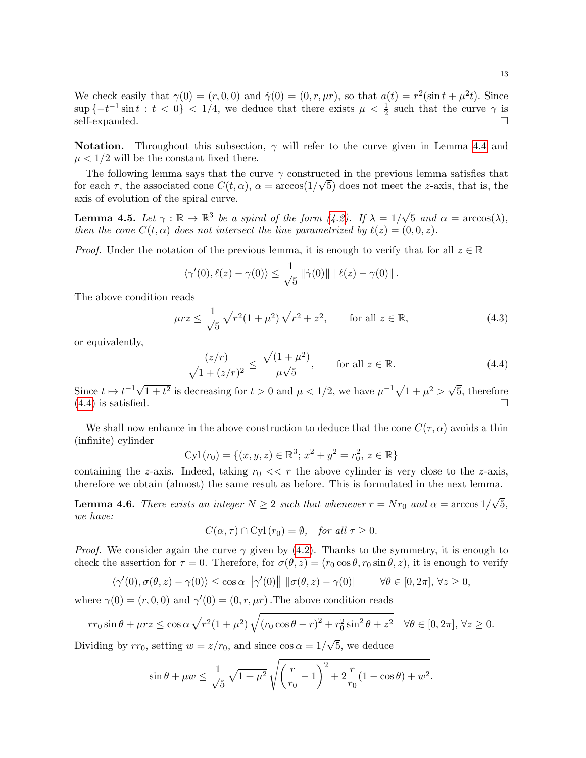We check easily that $\gamma(0) = (r, 0, 0)$ and $\dot{\gamma}(0) = (0, r, \mu r)$, so that $a(t) = r^2(\sin t + \mu^2 t)$. Since $\sup\{-t^{-1}\sin t : t < 0\} < 1/4$, we deduce that there exists $\mu < \frac{1}{2}$ such that the curve $\gamma$ is self-expanded. □

**Notation.** Throughout this subsection, $\gamma$ will refer to the curve given in Lemma 4.4 and $\mu < 1/2$ will be the constant fixed there.

The following lemma says that the curve $\gamma$ constructed in the previous lemma satisfies that for each $\tau$, the associated cone $C(t, \alpha)$, $\alpha = \arccos(1/\sqrt{5})$ does not meet the $z$-axis, that is, the axis of evolution of the spiral curve.

**Lemma 4.5.** *Let $\gamma : \mathbb{R} \to \mathbb{R}^3$ be a spiral of the form (4.2). If $\lambda = 1/\sqrt{5}$ and $\alpha = \arccos(\lambda)$, then the cone $C(t, \alpha)$ does not intersect the line parametrized by $\ell(z) = (0, 0, z)$.*

*Proof.* Under the notation of the previous lemma, it is enough to verify that for all $z \in \mathbb{R}$

$$\langle \gamma'(0), \ell(z) - \gamma(0) \rangle \leq \frac{1}{\sqrt{5}} \|\dot{\gamma}(0)\| \, \|\ell(z) - \gamma(0)\|.$$

The above condition reads

$$\mu r z \leq \frac{1}{\sqrt{5}} \sqrt{r^2(1+\mu^2)} \sqrt{r^2 + z^2}, \qquad \text{for all } z \in \mathbb{R}, \tag{4.3}$$

or equivalently,

$$\frac{(z/r)}{\sqrt{1 + (z/r)^2}} \leq \frac{\sqrt{(1+\mu^2)}}{\mu\sqrt{5}}, \qquad \text{for all } z \in \mathbb{R}. \tag{4.4}$$

Since $t \mapsto t^{-1}\sqrt{1+t^2}$ is decreasing for $t > 0$ and $\mu < 1/2$, we have $\mu^{-1}\sqrt{1+\mu^2} > \sqrt{5}$, therefore (4.4) is satisfied. □

We shall now enhance in the above construction to deduce that the cone $C(\tau, \alpha)$ avoids a thin (infinite) cylinder

$$\operatorname{Cyl}(r_0) = \{(x, y, z) \in \mathbb{R}^3;\ x^2 + y^2 = r_0^2,\ z \in \mathbb{R}\}$$

containing the $z$-axis. Indeed, taking $r_0 << r$ the above cylinder is very close to the $z$-axis, therefore we obtain (almost) the same result as before. This is formulated in the next lemma.

**Lemma 4.6.** *There exists an integer $N \geq 2$ such that whenever $r = N r_0$ and $\alpha = \arccos 1/\sqrt{5}$, we have:*

$$C(\alpha, \tau) \cap \operatorname{Cyl}(r_0) = \emptyset, \quad \textit{for all } \tau \geq 0.$$

*Proof.* We consider again the curve $\gamma$ given by (4.2). Thanks to the symmetry, it is enough to check the assertion for $\tau = 0$. Therefore, for $\sigma(\theta, z) = (r_0 \cos\theta, r_0 \sin\theta, z)$, it is enough to verify

$$\langle \gamma'(0), \sigma(\theta, z) - \gamma(0) \rangle \leq \cos\alpha \, \|\gamma'(0)\| \, \|\sigma(\theta, z) - \gamma(0)\| \qquad \forall \theta \in [0, 2\pi],\ \forall z \geq 0,$$

where $\gamma(0) = (r, 0, 0)$ and $\gamma'(0) = (0, r, \mu r)$ .The above condition reads

$$r r_0 \sin\theta + \mu r z \leq \cos\alpha \sqrt{r^2(1+\mu^2)} \sqrt{(r_0\cos\theta - r)^2 + r_0^2 \sin^2\theta + z^2} \quad \forall \theta \in [0, 2\pi],\ \forall z \geq 0.$$

Dividing by $r r_0$, setting $w = z/r_0$, and since $\cos\alpha = 1/\sqrt{5}$, we deduce

$$\sin\theta + \mu w \leq \frac{1}{\sqrt{5}} \sqrt{1+\mu^2} \sqrt{\left(\frac{r}{r_0} - 1\right)^2 + 2\frac{r}{r_0}(1 - \cos\theta) + w^2}.$$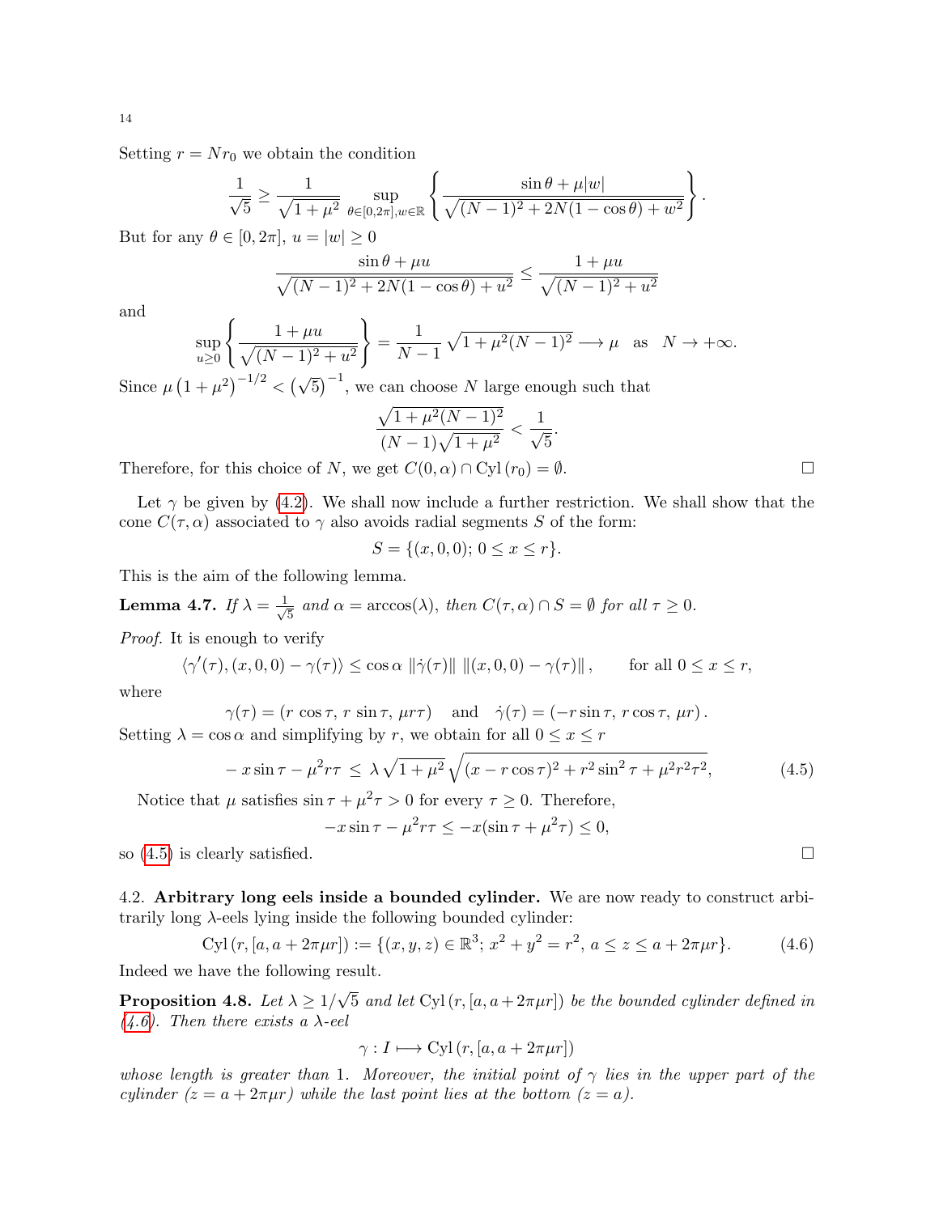Setting $r = Nr_0$ we obtain the condition

$$\frac{1}{\sqrt{5}} \geq \frac{1}{\sqrt{1+\mu^2}} \sup_{\theta\in[0,2\pi], w\in\mathbb{R}} \left\{ \frac{\sin\theta + \mu|w|}{\sqrt{(N-1)^2 + 2N(1-\cos\theta) + w^2}} \right\}.$$

But for any $\theta \in [0, 2\pi]$, $u = |w| \geq 0$

$$\frac{\sin\theta + \mu u}{\sqrt{(N-1)^2 + 2N(1-\cos\theta) + u^2}} \leq \frac{1+\mu u}{\sqrt{(N-1)^2 + u^2}}$$

and

$$\sup_{u\geq 0} \left\{ \frac{1+\mu u}{\sqrt{(N-1)^2+u^2}} \right\} = \frac{1}{N-1}\sqrt{1+\mu^2(N-1)^2} \longrightarrow \mu \quad \text{as} \quad N \to +\infty.$$

Since $\mu\left(1+\mu^2\right)^{-1/2} < \left(\sqrt{5}\right)^{-1}$, we can choose $N$ large enough such that

$$\frac{\sqrt{1+\mu^2(N-1)^2}}{(N-1)\sqrt{1+\mu^2}} < \frac{1}{\sqrt{5}}.$$

Therefore, for this choice of $N$, we get $C(0,\alpha) \cap \mathrm{Cyl}\,(r_0) = \emptyset$. $\square$

Let $\gamma$ be given by (4.2). We shall now include a further restriction. We shall show that the cone $C(\tau, \alpha)$ associated to $\gamma$ also avoids radial segments $S$ of the form:

$$S = \{(x, 0, 0);\ 0 \leq x \leq r\}.$$

This is the aim of the following lemma.

**Lemma 4.7.** *If $\lambda = \frac{1}{\sqrt{5}}$ and $\alpha = \arccos(\lambda)$, then $C(\tau, \alpha) \cap S = \emptyset$ for all $\tau \geq 0$.*

*Proof.* It is enough to verify

$$\langle \gamma'(\tau), (x,0,0) - \gamma(\tau)\rangle \leq \cos\alpha\ \|\dot\gamma(\tau)\|\ \|(x,0,0) - \gamma(\tau)\|, \qquad \text{for all } 0 \leq x \leq r,$$

where

$$\gamma(\tau) = (r\cos\tau,\ r\sin\tau,\ \mu r\tau) \quad \text{and} \quad \dot\gamma(\tau) = (-r\sin\tau,\ r\cos\tau,\ \mu r).$$

Setting $\lambda = \cos\alpha$ and simplifying by $r$, we obtain for all $0 \leq x \leq r$

$$-x\sin\tau - \mu^2 r\tau \ \leq\ \lambda\sqrt{1+\mu^2}\ \sqrt{(x - r\cos\tau)^2 + r^2\sin^2\tau + \mu^2 r^2\tau^2}, \tag{4.5}$$

Notice that $\mu$ satisfies $\sin\tau + \mu^2\tau > 0$ for every $\tau \geq 0$. Therefore,

$$-x\sin\tau - \mu^2 r\tau \leq -x(\sin\tau + \mu^2\tau) \leq 0,$$

so (4.5) is clearly satisfied. $\square$

4.2. **Arbitrary long eels inside a bounded cylinder.** We are now ready to construct arbitrarily long $\lambda$-eels lying inside the following bounded cylinder:

$$\mathrm{Cyl}\,(r, [a, a+2\pi\mu r]) := \{(x,y,z) \in \mathbb{R}^3;\ x^2 + y^2 = r^2,\ a \leq z \leq a + 2\pi\mu r\}. \tag{4.6}$$

Indeed we have the following result.

**Proposition 4.8.** *Let $\lambda \geq 1/\sqrt{5}$ and let $\mathrm{Cyl}\,(r, [a, a+2\pi\mu r])$ be the bounded cylinder defined in (4.6). Then there exists a $\lambda$-eel*

$$\gamma : I \longmapsto \mathrm{Cyl}\,(r, [a, a+2\pi\mu r])$$

*whose length is greater than 1. Moreover, the initial point of $\gamma$ lies in the upper part of the cylinder ($z = a + 2\pi\mu r$) while the last point lies at the bottom ($z = a$).*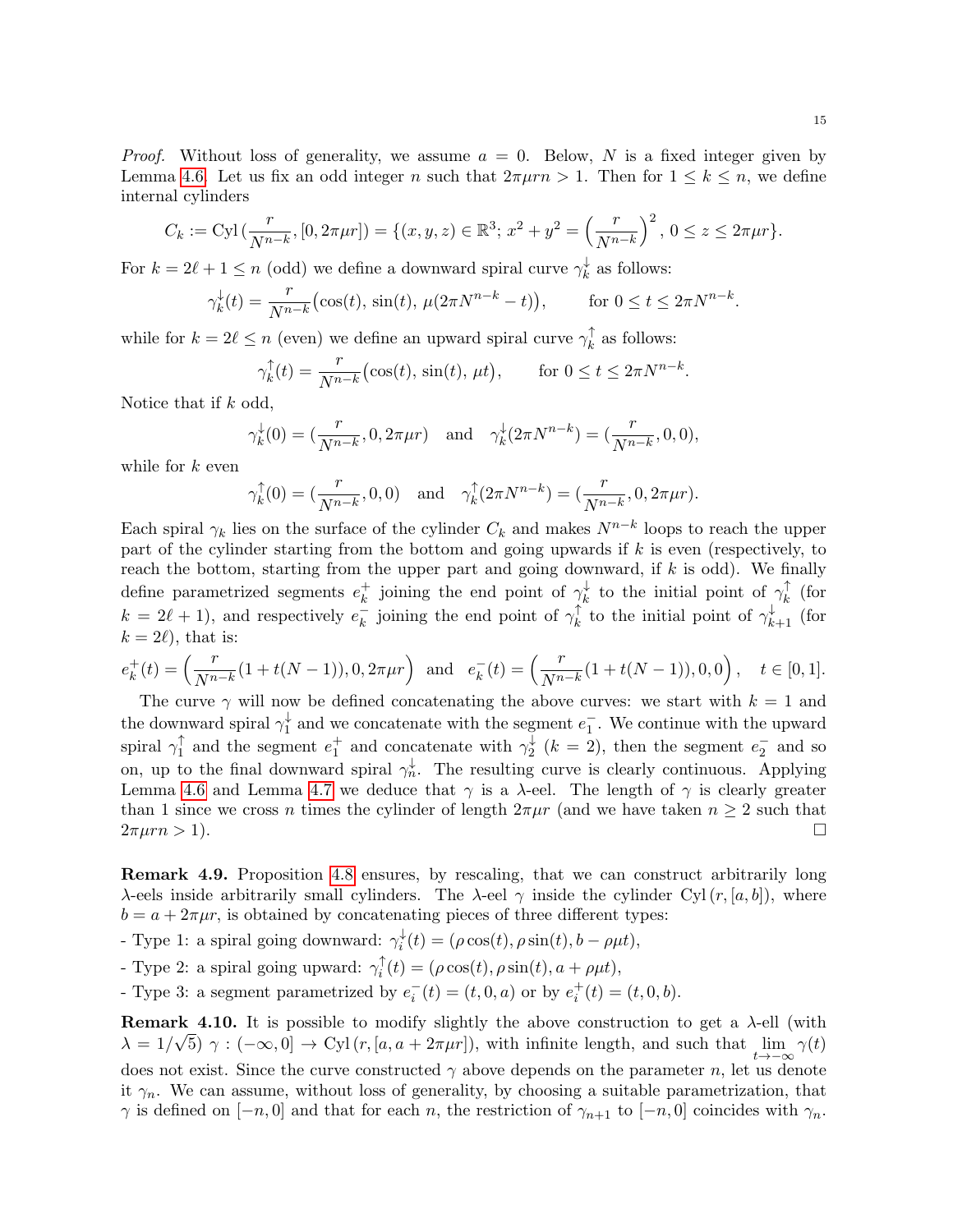*Proof.* Without loss of generality, we assume $a = 0$. Below, $N$ is a fixed integer given by Lemma 4.6. Let us fix an odd integer $n$ such that $2\pi\mu r n > 1$. Then for $1 \le k \le n$, we define internal cylinders

$$C_k := \mathrm{Cyl}\,(\frac{r}{N^{n-k}}, [0, 2\pi\mu r]) = \{(x,y,z) \in \mathbb{R}^3;\, x^2 + y^2 = \Big(\frac{r}{N^{n-k}}\Big)^2,\, 0 \le z \le 2\pi\mu r\}.$$

For $k = 2\ell + 1 \le n$ (odd) we define a downward spiral curve $\gamma_k^{\downarrow}$ as follows:

$$\gamma_k^{\downarrow}(t) = \frac{r}{N^{n-k}}\big(\cos(t),\, \sin(t),\, \mu(2\pi N^{n-k} - t)\big), \qquad \text{for } 0 \le t \le 2\pi N^{n-k}.$$

while for $k = 2\ell \le n$ (even) we define an upward spiral curve $\gamma_k^{\uparrow}$ as follows:

$$\gamma_k^{\uparrow}(t) = \frac{r}{N^{n-k}}\big(\cos(t),\, \sin(t),\, \mu t\big), \qquad \text{for } 0 \le t \le 2\pi N^{n-k}.$$

Notice that if $k$ odd,

$$\gamma_k^{\downarrow}(0) = (\frac{r}{N^{n-k}}, 0, 2\pi\mu r) \quad \text{and} \quad \gamma_k^{\downarrow}(2\pi N^{n-k}) = (\frac{r}{N^{n-k}}, 0, 0),$$

while for $k$ even

$$\gamma_k^{\uparrow}(0) = (\frac{r}{N^{n-k}}, 0, 0) \quad \text{and} \quad \gamma_k^{\uparrow}(2\pi N^{n-k}) = (\frac{r}{N^{n-k}}, 0, 2\pi\mu r).$$

Each spiral $\gamma_k$ lies on the surface of the cylinder $C_k$ and makes $N^{n-k}$ loops to reach the upper part of the cylinder starting from the bottom and going upwards if $k$ is even (respectively, to reach the bottom, starting from the upper part and going downward, if $k$ is odd). We finally define parametrized segments $e_k^+$ joining the end point of $\gamma_k^{\downarrow}$ to the initial point of $\gamma_k^{\uparrow}$ (for $k = 2\ell + 1$), and respectively $e_k^-$ joining the end point of $\gamma_k^{\uparrow}$ to the initial point of $\gamma_{k+1}^{\downarrow}$ (for $k = 2\ell$), that is:

$$e_k^+(t) = \Big(\frac{r}{N^{n-k}}(1 + t(N-1)), 0, 2\pi\mu r\Big) \quad \text{and} \quad e_k^-(t) = \Big(\frac{r}{N^{n-k}}(1 + t(N-1)), 0, 0\Big), \quad t \in [0,1].$$

The curve $\gamma$ will now be defined concatenating the above curves: we start with $k = 1$ and the downward spiral $\gamma_1^{\downarrow}$ and we concatenate with the segment $e_1^-$. We continue with the upward spiral $\gamma_1^{\uparrow}$ and the segment $e_1^+$ and concatenate with $\gamma_2^{\downarrow}$ ($k = 2$), then the segment $e_2^-$ and so on, up to the final downward spiral $\gamma_n^{\downarrow}$. The resulting curve is clearly continuous. Applying Lemma 4.6 and Lemma 4.7 we deduce that $\gamma$ is a $\lambda$-eel. The length of $\gamma$ is clearly greater than 1 since we cross $n$ times the cylinder of length $2\pi\mu r$ (and we have taken $n \ge 2$ such that $2\pi\mu r n > 1$). $\square$

**Remark 4.9.** Proposition 4.8 ensures, by rescaling, that we can construct arbitrarily long $\lambda$-eels inside arbitrarily small cylinders. The $\lambda$-eel $\gamma$ inside the cylinder $\mathrm{Cyl}\,(r, [a,b])$, where $b = a + 2\pi\mu r$, is obtained by concatenating pieces of three different types:

- Type 1: a spiral going downward: $\gamma_i^{\downarrow}(t) = (\rho\cos(t), \rho\sin(t), b - \rho\mu t)$,
- Type 2: a spiral going upward: $\gamma_i^{\uparrow}(t) = (\rho\cos(t), \rho\sin(t), a + \rho\mu t)$,
- Type 3: a segment parametrized by $e_i^-(t) = (t, 0, a)$ or by $e_i^+(t) = (t, 0, b)$.

**Remark 4.10.** It is possible to modify slightly the above construction to get a $\lambda$-ell (with $\lambda = 1/\sqrt{5}$) $\gamma : (-\infty, 0] \to \mathrm{Cyl}\,(r, [a, a + 2\pi\mu r])$, with infinite length, and such that $\lim_{t \to -\infty} \gamma(t)$ does not exist. Since the curve constructed $\gamma$ above depends on the parameter $n$, let us denote it $\gamma_n$. We can assume, without loss of generality, by choosing a suitable parametrization, that $\gamma$ is defined on $[-n, 0]$ and that for each $n$, the restriction of $\gamma_{n+1}$ to $[-n, 0]$ coincides with $\gamma_n$.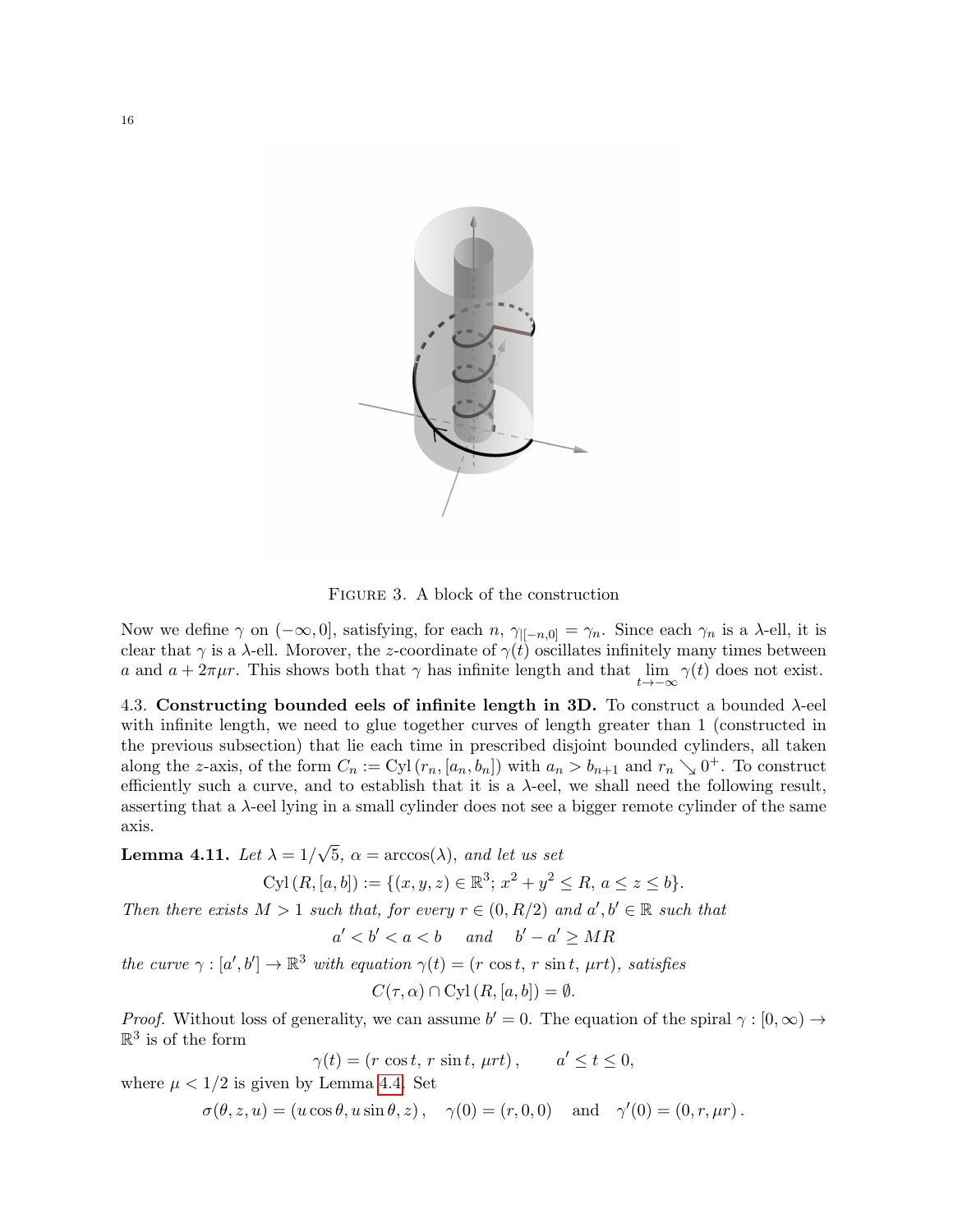FIGURE 3. A block of the construction

Now we define $\gamma$ on $(-\infty, 0]$, satisfying, for each $n$, $\gamma_{|[-n,0]} = \gamma_n$. Since each $\gamma_n$ is a $\lambda$-ell, it is clear that $\gamma$ is a $\lambda$-ell. Morover, the $z$-coordinate of $\gamma(t)$ oscillates infinitely many times between $a$ and $a + 2\pi\mu r$. This shows both that $\gamma$ has infinite length and that $\lim_{t \to -\infty} \gamma(t)$ does not exist.

4.3. **Constructing bounded eels of infinite length in 3D.** To construct a bounded $\lambda$-eel with infinite length, we need to glue together curves of length greater than 1 (constructed in the previous subsection) that lie each time in prescribed disjoint bounded cylinders, all taken along the $z$-axis, of the form $C_n := \mathrm{Cyl}\,(r_n, [a_n, b_n])$ with $a_n > b_{n+1}$ and $r_n \searrow 0^+$. To construct efficiently such a curve, and to establish that it is a $\lambda$-eel, we shall need the following result, asserting that a $\lambda$-eel lying in a small cylinder does not see a bigger remote cylinder of the same axis.

**Lemma 4.11.** *Let $\lambda = 1/\sqrt{5}$, $\alpha = \arccos(\lambda)$, and let us set*

$$\mathrm{Cyl}\,(R, [a, b]) := \{(x, y, z) \in \mathbb{R}^3;\, x^2 + y^2 \leq R,\, a \leq z \leq b\}.$$

*Then there exists $M > 1$ such that, for every $r \in (0, R/2)$ and $a', b' \in \mathbb{R}$ such that*

$$a' < b' < a < b \quad \text{ and } \quad b' - a' \geq MR$$

*the curve $\gamma : [a', b'] \to \mathbb{R}^3$ with equation $\gamma(t) = (r\,\cos t,\, r\,\sin t,\, \mu r t)$, satisfies*

$$C(\tau, \alpha) \cap \mathrm{Cyl}\,(R, [a, b]) = \emptyset.$$

*Proof.* Without loss of generality, we can assume $b' = 0$. The equation of the spiral $\gamma : [0, \infty) \to \mathbb{R}^3$ is of the form

$$\gamma(t) = (r\,\cos t,\, r\,\sin t,\, \mu r t)\,, \qquad a' \leq t \leq 0,$$

where $\mu < 1/2$ is given by Lemma 4.4. Set

$$\sigma(\theta, z, u) = (u \cos\theta, u \sin\theta, z)\,, \quad \gamma(0) = (r, 0, 0) \quad \text{and} \quad \gamma'(0) = (0, r, \mu r)\,.$$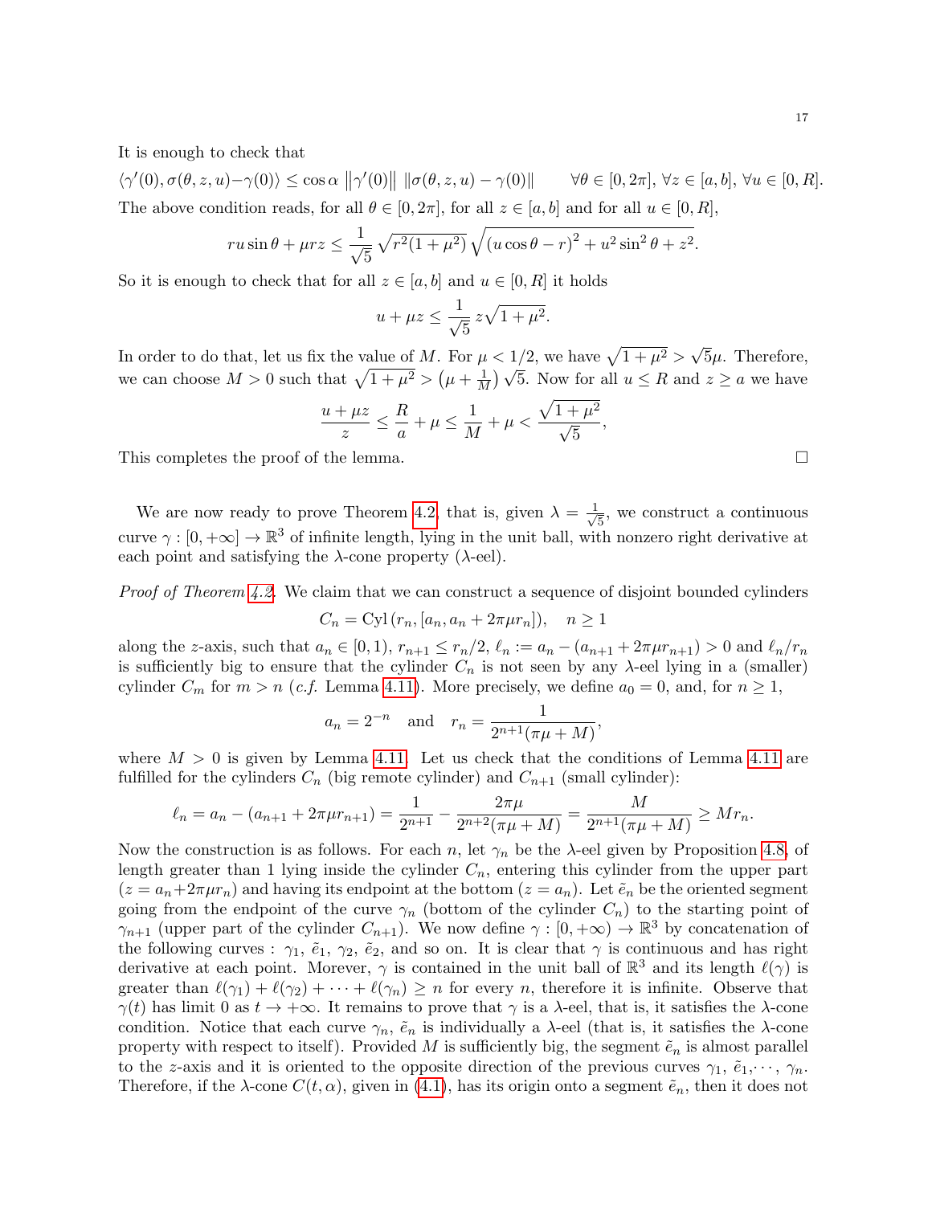It is enough to check that

$\langle \gamma'(0), \sigma(\theta, z, u) - \gamma(0) \rangle \leq \cos\alpha \, \|\gamma'(0)\| \, \|\sigma(\theta, z, u) - \gamma(0)\| \qquad \forall \theta \in [0, 2\pi], \, \forall z \in [a, b], \, \forall u \in [0, R].$

The above condition reads, for all $\theta \in [0, 2\pi]$, for all $z \in [a, b]$ and for all $u \in [0, R]$,

$$ru \sin\theta + \mu r z \leq \frac{1}{\sqrt{5}} \sqrt{r^2(1+\mu^2)} \sqrt{(u\cos\theta - r)^2 + u^2 \sin^2\theta + z^2}.$$

So it is enough to check that for all $z \in [a, b]$ and $u \in [0, R]$ it holds

$$u + \mu z \leq \frac{1}{\sqrt{5}} z \sqrt{1 + \mu^2}.$$

In order to do that, let us fix the value of $M$. For $\mu < 1/2$, we have $\sqrt{1+\mu^2} > \sqrt{5}\mu$. Therefore, we can choose $M > 0$ such that $\sqrt{1+\mu^2} > \left(\mu + \frac{1}{M}\right)\sqrt{5}$. Now for all $u \leq R$ and $z \geq a$ we have

$$\frac{u + \mu z}{z} \leq \frac{R}{a} + \mu \leq \frac{1}{M} + \mu < \frac{\sqrt{1+\mu^2}}{\sqrt{5}},$$

This completes the proof of the lemma. $\square$

We are now ready to prove Theorem 4.2, that is, given $\lambda = \frac{1}{\sqrt{5}}$, we construct a continuous curve $\gamma : [0, +\infty] \to \mathbb{R}^3$ of infinite length, lying in the unit ball, with nonzero right derivative at each point and satisfying the $\lambda$-cone property ($\lambda$-eel).

*Proof of Theorem 4.2.* We claim that we can construct a sequence of disjoint bounded cylinders

$$C_n = \mathrm{Cyl}\left(r_n, [a_n, a_n + 2\pi\mu r_n]\right), \quad n \geq 1$$

along the $z$-axis, such that $a_n \in [0, 1)$, $r_{n+1} \leq r_n/2$, $\ell_n := a_n - (a_{n+1} + 2\pi\mu r_{n+1}) > 0$ and $\ell_n / r_n$ is sufficiently big to ensure that the cylinder $C_n$ is not seen by any $\lambda$-eel lying in a (smaller) cylinder $C_m$ for $m > n$ (*c.f.* Lemma 4.11). More precisely, we define $a_0 = 0$, and, for $n \geq 1$,

$$a_n = 2^{-n} \quad \text{and} \quad r_n = \frac{1}{2^{n+1}(\pi\mu + M)},$$

where $M > 0$ is given by Lemma 4.11. Let us check that the conditions of Lemma 4.11 are fulfilled for the cylinders $C_n$ (big remote cylinder) and $C_{n+1}$ (small cylinder):

$$\ell_n = a_n - (a_{n+1} + 2\pi\mu r_{n+1}) = \frac{1}{2^{n+1}} - \frac{2\pi\mu}{2^{n+2}(\pi\mu + M)} = \frac{M}{2^{n+1}(\pi\mu + M)} \geq M r_n.$$

Now the construction is as follows. For each $n$, let $\gamma_n$ be the $\lambda$-eel given by Proposition 4.8, of length greater than 1 lying inside the cylinder $C_n$, entering this cylinder from the upper part ($z = a_n + 2\pi\mu r_n$) and having its endpoint at the bottom ($z = a_n$). Let $\tilde{e}_n$ be the oriented segment going from the endpoint of the curve $\gamma_n$ (bottom of the cylinder $C_n$) to the starting point of $\gamma_{n+1}$ (upper part of the cylinder $C_{n+1}$). We now define $\gamma : [0, +\infty) \to \mathbb{R}^3$ by concatenation of the following curves : $\gamma_1$, $\tilde{e}_1$, $\gamma_2$, $\tilde{e}_2$, and so on. It is clear that $\gamma$ is continuous and has right derivative at each point. Morever, $\gamma$ is contained in the unit ball of $\mathbb{R}^3$ and its length $\ell(\gamma)$ is greater than $\ell(\gamma_1) + \ell(\gamma_2) + \cdots + \ell(\gamma_n) \geq n$ for every $n$, therefore it is infinite. Observe that $\gamma(t)$ has limit 0 as $t \to +\infty$. It remains to prove that $\gamma$ is a $\lambda$-eel, that is, it satisfies the $\lambda$-cone condition. Notice that each curve $\gamma_n$, $\tilde{e}_n$ is individually a $\lambda$-eel (that is, it satisfies the $\lambda$-cone property with respect to itself). Provided $M$ is sufficiently big, the segment $\tilde{e}_n$ is almost parallel to the $z$-axis and it is oriented to the opposite direction of the previous curves $\gamma_1$, $\tilde{e}_1, \cdots, \gamma_n$. Therefore, if the $\lambda$-cone $C(t, \alpha)$, given in (4.1), has its origin onto a segment $\tilde{e}_n$, then it does not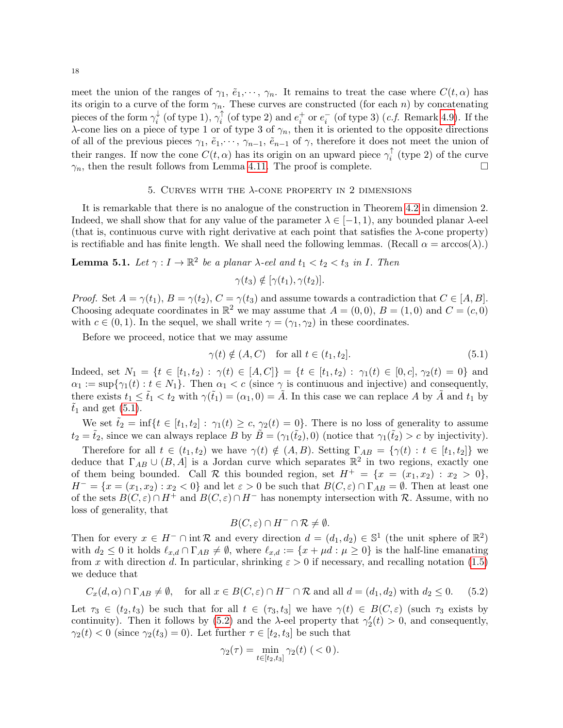meet the union of the ranges of $\gamma_1, \tilde{e}_1, \cdots, \gamma_n$. It remains to treat the case where $C(t,\alpha)$ has its origin to a curve of the form $\gamma_n$. These curves are constructed (for each $n$) by concatenating pieces of the form $\gamma_i^{\downarrow}$ (of type 1), $\gamma_i^{\uparrow}$ (of type 2) and $e_i^+$ or $e_i^-$ (of type 3) (*c.f.* Remark 4.9). If the $\lambda$-cone lies on a piece of type 1 or of type 3 of $\gamma_n$, then it is oriented to the opposite directions of all of the previous pieces $\gamma_1, \tilde{e}_1, \cdots, \gamma_{n-1}, \tilde{e}_{n-1}$ of $\gamma$, therefore it does not meet the union of their ranges. If now the cone $C(t,\alpha)$ has its origin on an upward piece $\gamma_i^{\uparrow}$ (type 2) of the curve $\gamma_n$, then the result follows from Lemma 4.11. The proof is complete. □

## 5. Curves with the $\lambda$-cone property in 2 dimensions

It is remarkable that there is no analogue of the construction in Theorem 4.2 in dimension 2. Indeed, we shall show that for any value of the parameter $\lambda \in [-1,1)$, any bounded planar $\lambda$-eel (that is, continuous curve with right derivative at each point that satisfies the $\lambda$-cone property) is rectifiable and has finite length. We shall need the following lemmas. (Recall $\alpha = \arccos(\lambda)$.)

**Lemma 5.1.** *Let $\gamma : I \to \mathbb{R}^2$ be a planar $\lambda$-eel and $t_1 < t_2 < t_3$ in $I$. Then*

$$\gamma(t_3) \notin [\gamma(t_1), \gamma(t_2)].$$

*Proof.* Set $A = \gamma(t_1)$, $B = \gamma(t_2)$, $C = \gamma(t_3)$ and assume towards a contradiction that $C \in [A,B]$. Choosing adequate coordinates in $\mathbb{R}^2$ we may assume that $A = (0,0)$, $B = (1,0)$ and $C = (c,0)$ with $c \in (0,1)$. In the sequel, we shall write $\gamma = (\gamma_1, \gamma_2)$ in these coordinates.

Before we proceed, notice that we may assume

$$\gamma(t) \notin (A, C) \quad \text{for all } t \in (t_1, t_2]. \tag{5.1}$$

Indeed, set $N_1 = \{t \in [t_1, t_2) : \gamma(t) \in [A, C]\} = \{t \in [t_1, t_2) : \gamma_1(t) \in [0,c],\, \gamma_2(t) = 0\}$ and $\alpha_1 := \sup\{\gamma_1(t) : t \in N_1\}$. Then $\alpha_1 < c$ (since $\gamma$ is continuous and injective) and consequently, there exists $t_1 \leq \tilde{t}_1 < t_2$ with $\gamma(\tilde{t}_1) = (\alpha_1, 0) = \tilde{A}$. In this case we can replace $A$ by $\tilde{A}$ and $t_1$ by $\tilde{t}_1$ and get (5.1).

We set $\tilde{t}_2 = \inf\{t \in [t_1, t_2] : \gamma_1(t) \geq c,\, \gamma_2(t) = 0\}$. There is no loss of generality to assume $t_2 = \tilde{t}_2$, since we can always replace $B$ by $\tilde{B} = (\gamma_1(\tilde{t}_2), 0)$ (notice that $\gamma_1(\tilde{t}_2) > c$ by injectivity).

Therefore for all $t \in (t_1, t_2)$ we have $\gamma(t) \notin (A, B)$. Setting $\Gamma_{AB} = \{\gamma(t) : t \in [t_1, t_2]\}$ we deduce that $\Gamma_{AB} \cup (B, A]$ is a Jordan curve which separates $\mathbb{R}^2$ in two regions, exactly one of them being bounded. Call $\mathcal{R}$ this bounded region, set $H^+ = \{x = (x_1, x_2) : x_2 > 0\}$, $H^- = \{x = (x_1, x_2) : x_2 < 0\}$ and let $\varepsilon > 0$ be such that $B(C, \varepsilon) \cap \Gamma_{AB} = \emptyset$. Then at least one of the sets $B(C,\varepsilon) \cap H^+$ and $B(C,\varepsilon) \cap H^-$ has nonempty intersection with $\mathcal{R}$. Assume, with no loss of generality, that

$$B(C,\varepsilon) \cap H^- \cap \mathcal{R} \neq \emptyset.$$

Then for every $x \in H^- \cap \operatorname{int} \mathcal{R}$ and every direction $d = (d_1, d_2) \in \mathbb{S}^1$ (the unit sphere of $\mathbb{R}^2$) with $d_2 \leq 0$ it holds $\ell_{x,d} \cap \Gamma_{AB} \neq \emptyset$, where $\ell_{x,d} := \{x + \mu d : \mu \geq 0\}$ is the half-line emanating from $x$ with direction $d$. In particular, shrinking $\varepsilon > 0$ if necessary, and recalling notation (1.5) we deduce that

$$C_x(d, \alpha) \cap \Gamma_{AB} \neq \emptyset, \quad \text{for all } x \in B(C,\varepsilon) \cap H^- \cap \mathcal{R} \text{ and all } d = (d_1, d_2) \text{ with } d_2 \leq 0. \tag{5.2}$$

Let $\tau_3 \in (t_2, t_3)$ be such that for all $t \in (\tau_3, t_3]$ we have $\gamma(t) \in B(C, \varepsilon)$ (such $\tau_3$ exists by continuity). Then it follows by (5.2) and the $\lambda$-eel property that $\gamma_2'(t) > 0$, and consequently, $\gamma_2(t) < 0$ (since $\gamma_2(t_3) = 0$). Let further $\tau \in [t_2, t_3]$ be such that

$$\gamma_2(\tau) = \min_{t \in [t_2, t_3]} \gamma_2(t) \ (< 0\,).$$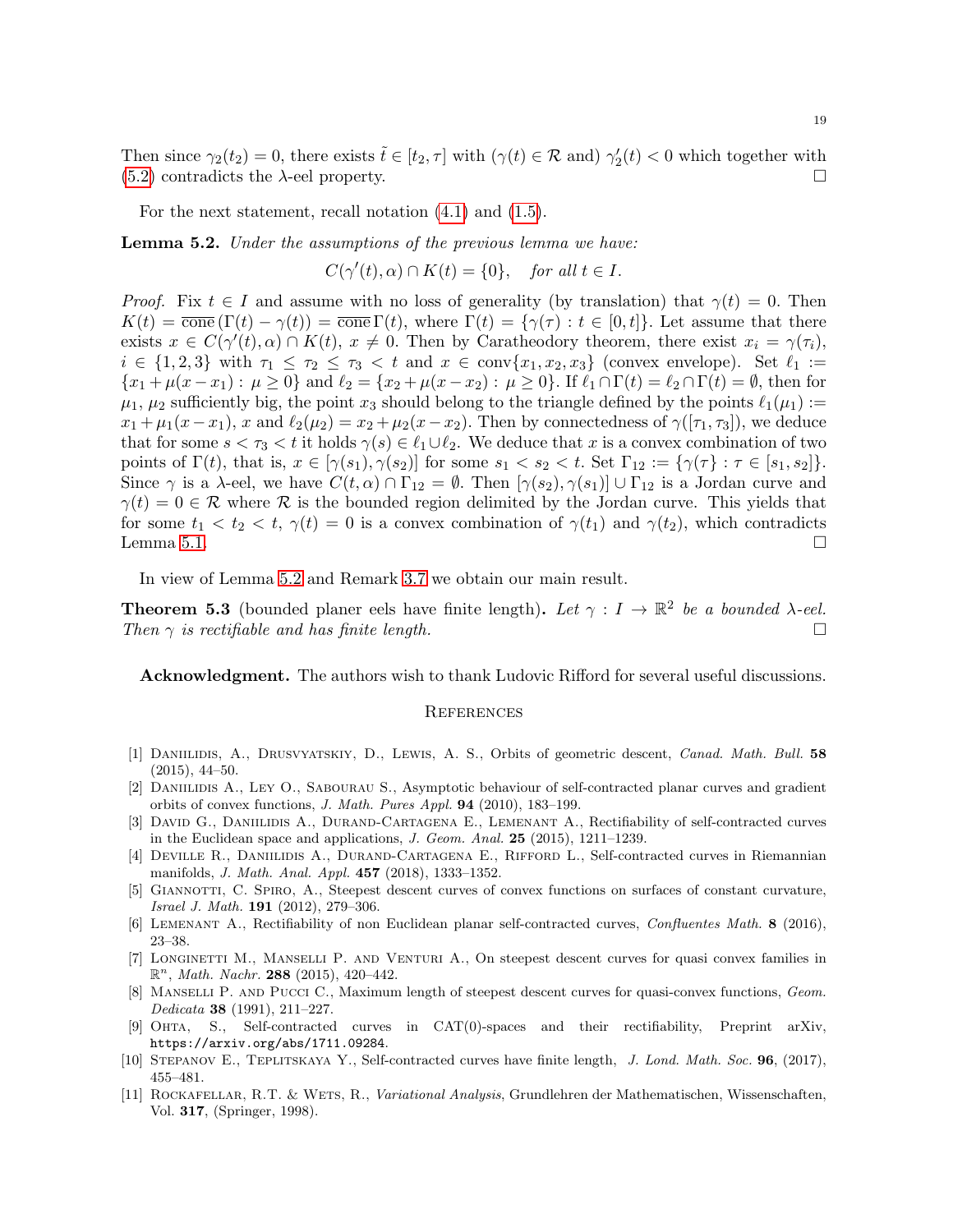Then since $\gamma_2(t_2) = 0$, there exists $\tilde{t} \in [t_2, \tau]$ with ($\gamma(t) \in \mathcal{R}$ and) $\gamma_2'(t) < 0$ which together with (5.2) contradicts the $\lambda$-eel property. $\square$

For the next statement, recall notation (4.1) and (1.5).

**Lemma 5.2.** *Under the assumptions of the previous lemma we have:*

$$C(\gamma'(t), \alpha) \cap K(t) = \{0\}, \quad \textit{for all } t \in I.$$

*Proof.* Fix $t \in I$ and assume with no loss of generality (by translation) that $\gamma(t) = 0$. Then $K(t) = \overline{\text{cone}}\,(\Gamma(t) - \gamma(t)) = \overline{\text{cone}}\,\Gamma(t)$, where $\Gamma(t) = \{\gamma(\tau) : t \in [0, t]\}$. Let assume that there exists $x \in C(\gamma'(t), \alpha) \cap K(t)$, $x \neq 0$. Then by Caratheodory theorem, there exist $x_i = \gamma(\tau_i)$, $i \in \{1, 2, 3\}$ with $\tau_1 \leq \tau_2 \leq \tau_3 < t$ and $x \in \text{conv}\{x_1, x_2, x_3\}$ (convex envelope). Set $\ell_1 := \{x_1 + \mu(x - x_1) : \mu \geq 0\}$ and $\ell_2 = \{x_2 + \mu(x - x_2) : \mu \geq 0\}$. If $\ell_1 \cap \Gamma(t) = \ell_2 \cap \Gamma(t) = \emptyset$, then for $\mu_1$, $\mu_2$ sufficiently big, the point $x_3$ should belong to the triangle defined by the points $\ell_1(\mu_1) := x_1 + \mu_1(x - x_1)$, $x$ and $\ell_2(\mu_2) = x_2 + \mu_2(x - x_2)$. Then by connectedness of $\gamma([\tau_1, \tau_3])$, we deduce that for some $s < \tau_3 < t$ it holds $\gamma(s) \in \ell_1 \cup \ell_2$. We deduce that $x$ is a convex combination of two points of $\Gamma(t)$, that is, $x \in [\gamma(s_1), \gamma(s_2)]$ for some $s_1 < s_2 < t$. Set $\Gamma_{12} := \{\gamma(\tau\} : \tau \in [s_1, s_2]\}$. Since $\gamma$ is a $\lambda$-eel, we have $C(t, \alpha) \cap \Gamma_{12} = \emptyset$. Then $[\gamma(s_2), \gamma(s_1)] \cup \Gamma_{12}$ is a Jordan curve and $\gamma(t) = 0 \in \mathcal{R}$ where $\mathcal{R}$ is the bounded region delimited by the Jordan curve. This yields that for some $t_1 < t_2 < t$, $\gamma(t) = 0$ is a convex combination of $\gamma(t_1)$ and $\gamma(t_2)$, which contradicts Lemma 5.1. $\square$

In view of Lemma 5.2 and Remark 3.7 we obtain our main result.

**Theorem 5.3** (bounded planer eels have finite length)**.** *Let $\gamma : I \to \mathbb{R}^2$ be a bounded $\lambda$-eel. Then $\gamma$ is rectifiable and has finite length.* $\square$

**Acknowledgment.** The authors wish to thank Ludovic Rifford for several useful discussions.

## References

[1] Daniilidis, A., Drusvyatskiy, D., Lewis, A. S., Orbits of geometric descent, *Canad. Math. Bull.* **58** (2015), 44–50.

[2] Daniilidis A., Ley O., Sabourau S., Asymptotic behaviour of self-contracted planar curves and gradient orbits of convex functions, *J. Math. Pures Appl.* **94** (2010), 183–199.

[3] David G., Daniilidis A., Durand-Cartagena E., Lemenant A., Rectifiability of self-contracted curves in the Euclidean space and applications, *J. Geom. Anal.* **25** (2015), 1211–1239.

[4] Deville R., Daniilidis A., Durand-Cartagena E., Rifford L., Self-contracted curves in Riemannian manifolds, *J. Math. Anal. Appl.* **457** (2018), 1333–1352.

[5] Giannotti, C. Spiro, A., Steepest descent curves of convex functions on surfaces of constant curvature, *Israel J. Math.* **191** (2012), 279–306.

[6] Lemenant A., Rectifiability of non Euclidean planar self-contracted curves, *Confluentes Math.* **8** (2016), 23–38.

[7] Longinetti M., Manselli P. and Venturi A., On steepest descent curves for quasi convex families in $\mathbb{R}^n$, *Math. Nachr.* **288** (2015), 420–442.

[8] Manselli P. and Pucci C., Maximum length of steepest descent curves for quasi-convex functions, *Geom. Dedicata* **38** (1991), 211–227.

[9] Ohta, S., Self-contracted curves in CAT(0)-spaces and their rectifiability, Preprint arXiv, https://arxiv.org/abs/1711.09284.

[10] Stepanov E., Teplitskaya Y., Self-contracted curves have finite length, *J. Lond. Math. Soc.* **96**, (2017), 455–481.

[11] Rockafellar, R.T. & Wets, R., *Variational Analysis*, Grundlehren der Mathematischen, Wissenschaften, Vol. **317**, (Springer, 1998).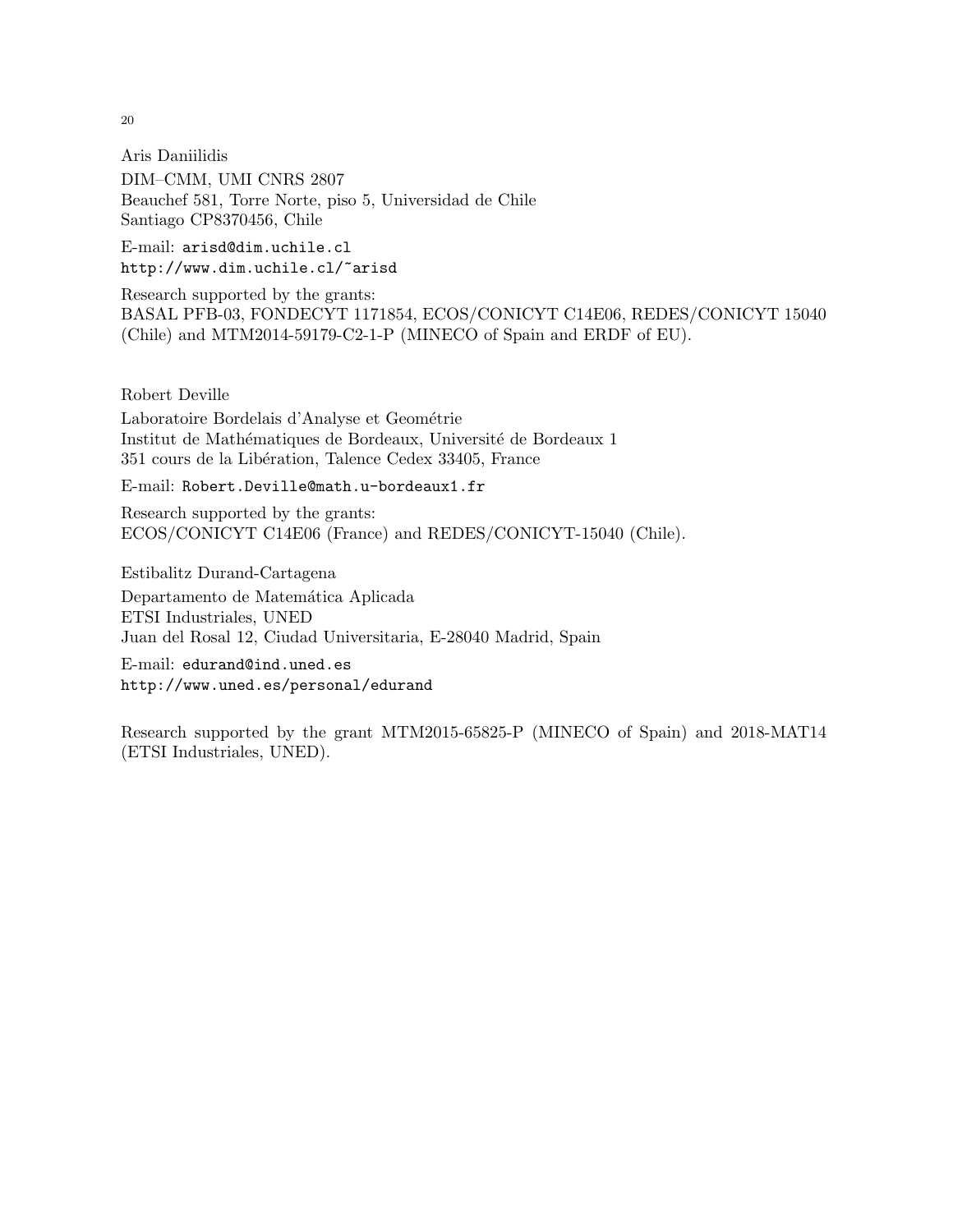Aris Daniilidis

DIM–CMM, UMI CNRS 2807
Beauchef 581, Torre Norte, piso 5, Universidad de Chile
Santiago CP8370456, Chile

E-mail: arisd@dim.uchile.cl
http://www.dim.uchile.cl/~arisd

Research supported by the grants:
BASAL PFB-03, FONDECYT 1171854, ECOS/CONICYT C14E06, REDES/CONICYT 15040 (Chile) and MTM2014-59179-C2-1-P (MINECO of Spain and ERDF of EU).

Robert Deville

Laboratoire Bordelais d'Analyse et Geométrie
Institut de Mathématiques de Bordeaux, Université de Bordeaux 1
351 cours de la Libération, Talence Cedex 33405, France

E-mail: Robert.Deville@math.u-bordeaux1.fr

Research supported by the grants:
ECOS/CONICYT C14E06 (France) and REDES/CONICYT-15040 (Chile).

Estibalitz Durand-Cartagena

Departamento de Matemática Aplicada
ETSI Industriales, UNED
Juan del Rosal 12, Ciudad Universitaria, E-28040 Madrid, Spain

E-mail: edurand@ind.uned.es
http://www.uned.es/personal/edurand

Research supported by the grant MTM2015-65825-P (MINECO of Spain) and 2018-MAT14 (ETSI Industriales, UNED).